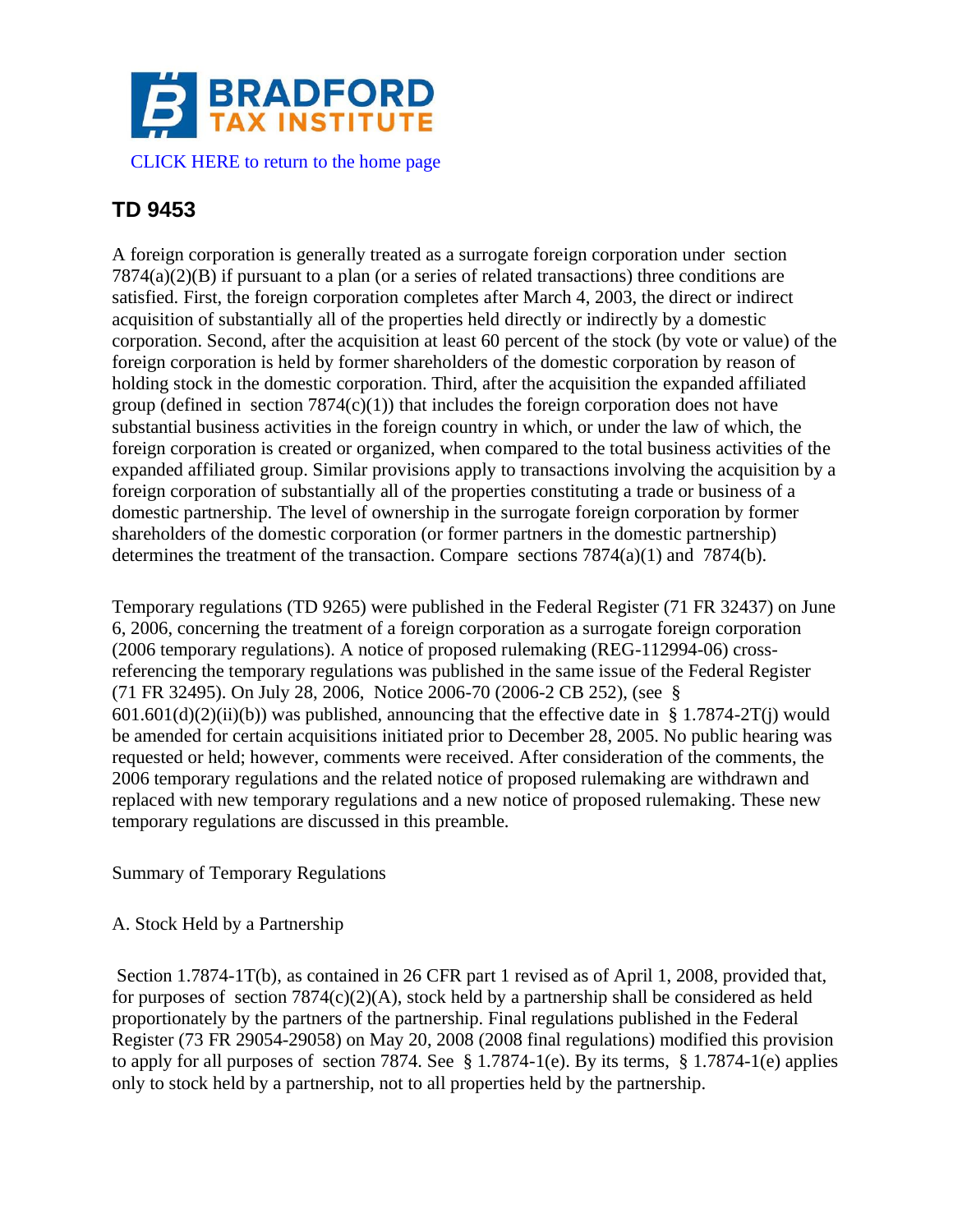CLICK HERE to return to the home page

# TD 9453

A foreign corporation is generally treated as a surrogate foreign corporation under section 7874(a)(2)(B) if pursuant to a plan (or a series of related transactions) three conditions are satisfied. First, the foreign corporation completes after March 4, 2003, the direct or indirect acquisition of substantially all of the properties held directly or indirectly by a domestic corporation. Second, after the acquisition at least 60 percent of the stock (by vote or value) of the foreign corporation is held by former shareholders of the domestic corporation by reason of holding stock in the domestic corporation. Third, after the acquisition the expanded affiliated group (defined in section 7874(c)(1)) that includes the foreign corporation does not have substantial business activities in the foreign country in which, or under the law of which, the foreign corporation is created or organized, when compared to the total business activities of the expanded affiliated group. Similar provisions apply to transactions involving the acquisition by a foreign corporation of substantially all of the properties constituting a trade or business of a domestic partnership. The level of ownership in the surrogate foreign corporation by former shareholders of the domestic corporation (or former partners in the domestic partnership) determines the treatment of the transaction. Compare sections 7874(a)(1) and 7874(b).

Temporary regulations (TD 9265) were published in the Federal Register (71 FR 32437) on June 6, 2006, concerning the treatment of a foreign corporation as a surrogate foreign corporation (2006 temporary regulations). A notice of proposed rulemaking (REG-112994-06) cross-referencing the temporary regulations was published in the same issue of the Federal Register (71 FR 32495). On July 28, 2006, Notice 2006-70 (2006-2 CB 252), (see § 601.601(d)(2)(ii)(b)) was published, announcing that the effective date in § 1.7874-2T(j) would be amended for certain acquisitions initiated prior to December 28, 2005. No public hearing was requested or held; however, comments were received. After consideration of the comments, the 2006 temporary regulations and the related notice of proposed rulemaking are withdrawn and replaced with new temporary regulations and a new notice of proposed rulemaking. These new temporary regulations are discussed in this preamble.

## Summary of Temporary Regulations

### A. Stock Held by a Partnership

Section 1.7874-1T(b), as contained in 26 CFR part 1 revised as of April 1, 2008, provided that, for purposes of section 7874(c)(2)(A), stock held by a partnership shall be considered as held proportionately by the partners of the partnership. Final regulations published in the Federal Register (73 FR 29054-29058) on May 20, 2008 (2008 final regulations) modified this provision to apply for all purposes of section 7874. See § 1.7874-1(e). By its terms, § 1.7874-1(e) applies only to stock held by a partnership, not to all properties held by the partnership.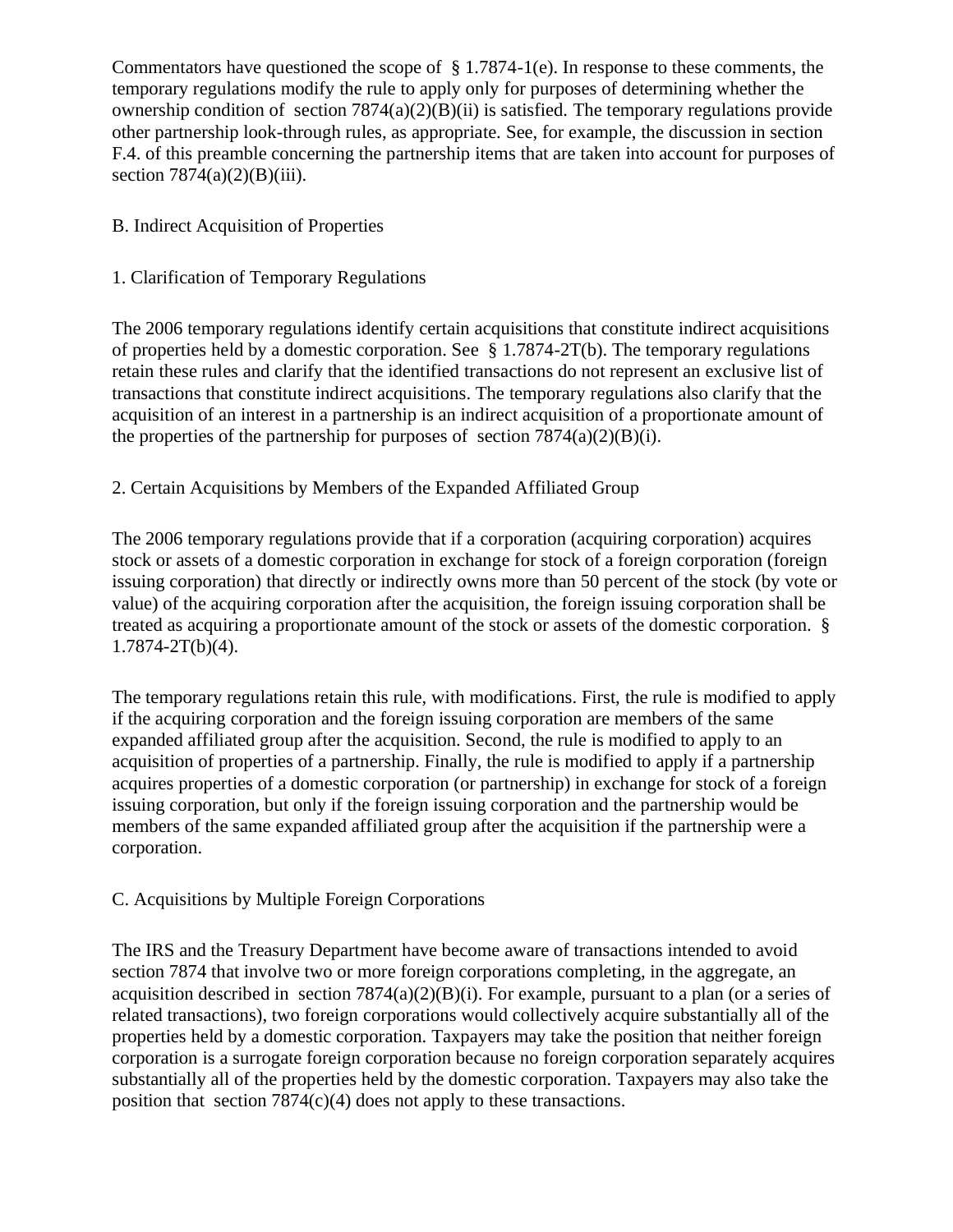Commentators have questioned the scope of § 1.7874-1(e). In response to these comments, the temporary regulations modify the rule to apply only for purposes of determining whether the ownership condition of section 7874(a)(2)(B)(ii) is satisfied. The temporary regulations provide other partnership look-through rules, as appropriate. See, for example, the discussion in section F.4. of this preamble concerning the partnership items that are taken into account for purposes of section 7874(a)(2)(B)(iii).

## B. Indirect Acquisition of Properties

### 1. Clarification of Temporary Regulations

The 2006 temporary regulations identify certain acquisitions that constitute indirect acquisitions of properties held by a domestic corporation. See § 1.7874-2T(b). The temporary regulations retain these rules and clarify that the identified transactions do not represent an exclusive list of transactions that constitute indirect acquisitions. The temporary regulations also clarify that the acquisition of an interest in a partnership is an indirect acquisition of a proportionate amount of the properties of the partnership for purposes of section 7874(a)(2)(B)(i).

### 2. Certain Acquisitions by Members of the Expanded Affiliated Group

The 2006 temporary regulations provide that if a corporation (acquiring corporation) acquires stock or assets of a domestic corporation in exchange for stock of a foreign corporation (foreign issuing corporation) that directly or indirectly owns more than 50 percent of the stock (by vote or value) of the acquiring corporation after the acquisition, the foreign issuing corporation shall be treated as acquiring a proportionate amount of the stock or assets of the domestic corporation. § 1.7874-2T(b)(4).

The temporary regulations retain this rule, with modifications. First, the rule is modified to apply if the acquiring corporation and the foreign issuing corporation are members of the same expanded affiliated group after the acquisition. Second, the rule is modified to apply to an acquisition of properties of a partnership. Finally, the rule is modified to apply if a partnership acquires properties of a domestic corporation (or partnership) in exchange for stock of a foreign issuing corporation, but only if the foreign issuing corporation and the partnership would be members of the same expanded affiliated group after the acquisition if the partnership were a corporation.

## C. Acquisitions by Multiple Foreign Corporations

The IRS and the Treasury Department have become aware of transactions intended to avoid section 7874 that involve two or more foreign corporations completing, in the aggregate, an acquisition described in section 7874(a)(2)(B)(i). For example, pursuant to a plan (or a series of related transactions), two foreign corporations would collectively acquire substantially all of the properties held by a domestic corporation. Taxpayers may take the position that neither foreign corporation is a surrogate foreign corporation because no foreign corporation separately acquires substantially all of the properties held by the domestic corporation. Taxpayers may also take the position that section 7874(c)(4) does not apply to these transactions.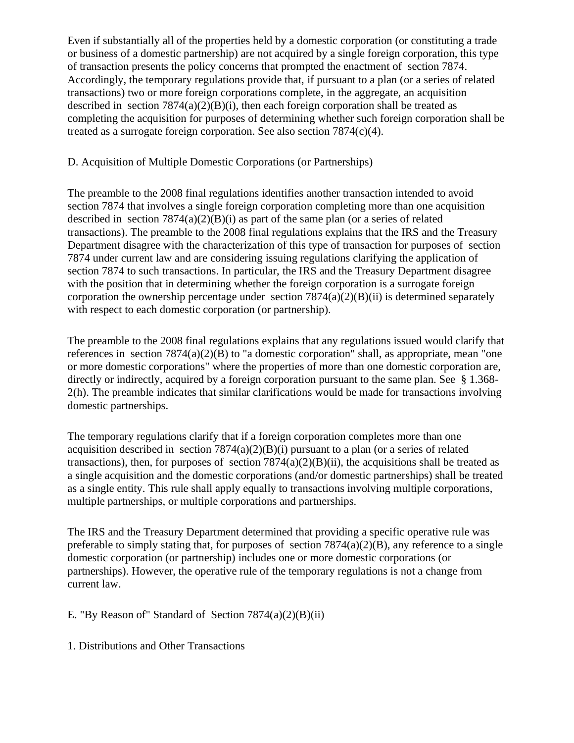Even if substantially all of the properties held by a domestic corporation (or constituting a trade or business of a domestic partnership) are not acquired by a single foreign corporation, this type of transaction presents the policy concerns that prompted the enactment of section 7874. Accordingly, the temporary regulations provide that, if pursuant to a plan (or a series of related transactions) two or more foreign corporations complete, in the aggregate, an acquisition described in section 7874(a)(2)(B)(i), then each foreign corporation shall be treated as completing the acquisition for purposes of determining whether such foreign corporation shall be treated as a surrogate foreign corporation. See also section 7874(c)(4).

D. Acquisition of Multiple Domestic Corporations (or Partnerships)

The preamble to the 2008 final regulations identifies another transaction intended to avoid section 7874 that involves a single foreign corporation completing more than one acquisition described in section 7874(a)(2)(B)(i) as part of the same plan (or a series of related transactions). The preamble to the 2008 final regulations explains that the IRS and the Treasury Department disagree with the characterization of this type of transaction for purposes of section 7874 under current law and are considering issuing regulations clarifying the application of section 7874 to such transactions. In particular, the IRS and the Treasury Department disagree with the position that in determining whether the foreign corporation is a surrogate foreign corporation the ownership percentage under section 7874(a)(2)(B)(ii) is determined separately with respect to each domestic corporation (or partnership).

The preamble to the 2008 final regulations explains that any regulations issued would clarify that references in section 7874(a)(2)(B) to "a domestic corporation" shall, as appropriate, mean "one or more domestic corporations" where the properties of more than one domestic corporation are, directly or indirectly, acquired by a foreign corporation pursuant to the same plan. See § 1.368-2(h). The preamble indicates that similar clarifications would be made for transactions involving domestic partnerships.

The temporary regulations clarify that if a foreign corporation completes more than one acquisition described in section 7874(a)(2)(B)(i) pursuant to a plan (or a series of related transactions), then, for purposes of section 7874(a)(2)(B)(ii), the acquisitions shall be treated as a single acquisition and the domestic corporations (and/or domestic partnerships) shall be treated as a single entity. This rule shall apply equally to transactions involving multiple corporations, multiple partnerships, or multiple corporations and partnerships.

The IRS and the Treasury Department determined that providing a specific operative rule was preferable to simply stating that, for purposes of section 7874(a)(2)(B), any reference to a single domestic corporation (or partnership) includes one or more domestic corporations (or partnerships). However, the operative rule of the temporary regulations is not a change from current law.

E. "By Reason of" Standard of Section 7874(a)(2)(B)(ii)

1. Distributions and Other Transactions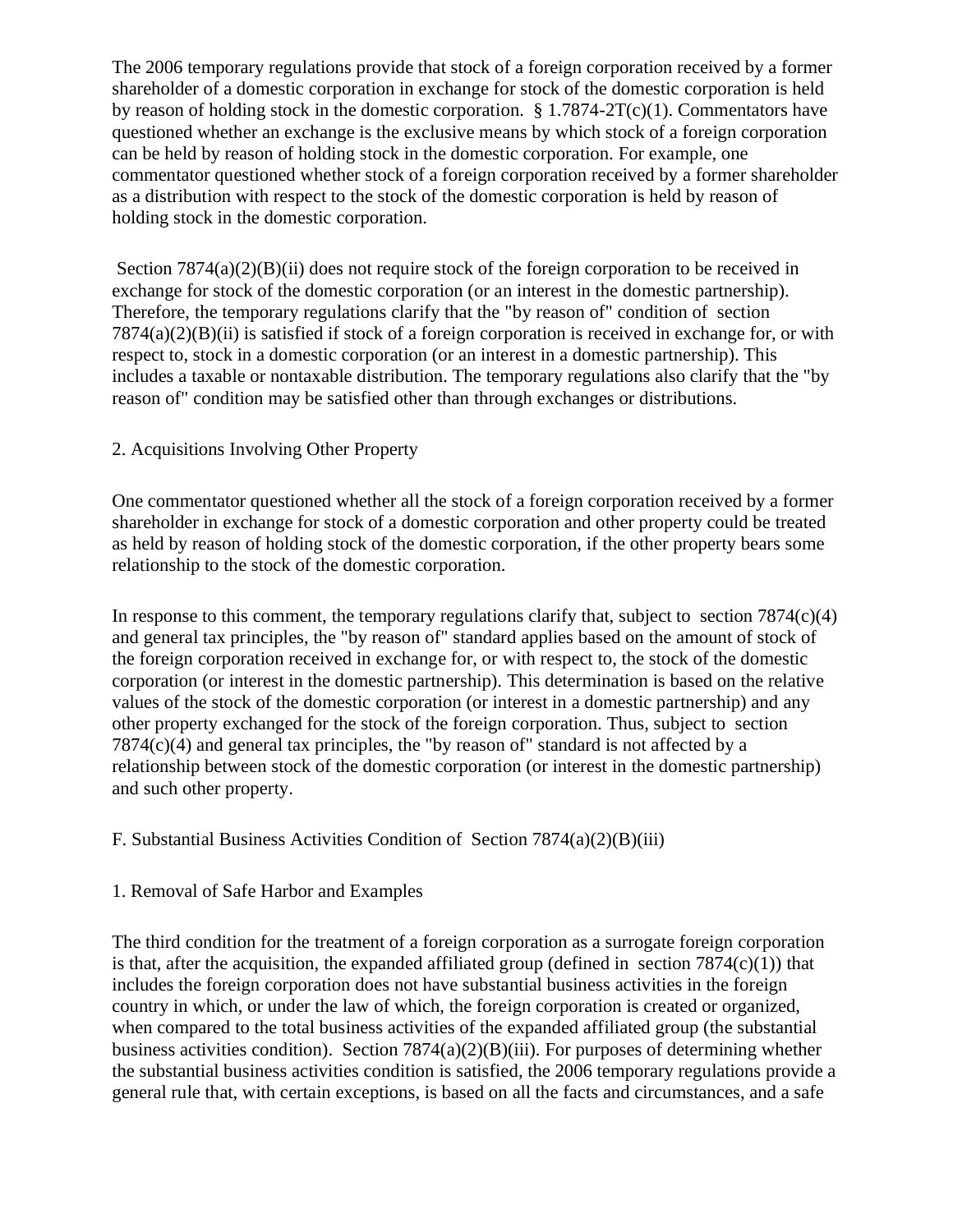The 2006 temporary regulations provide that stock of a foreign corporation received by a former shareholder of a domestic corporation in exchange for stock of the domestic corporation is held by reason of holding stock in the domestic corporation. § 1.7874-2T(c)(1). Commentators have questioned whether an exchange is the exclusive means by which stock of a foreign corporation can be held by reason of holding stock in the domestic corporation. For example, one commentator questioned whether stock of a foreign corporation received by a former shareholder as a distribution with respect to the stock of the domestic corporation is held by reason of holding stock in the domestic corporation.

Section 7874(a)(2)(B)(ii) does not require stock of the foreign corporation to be received in exchange for stock of the domestic corporation (or an interest in the domestic partnership). Therefore, the temporary regulations clarify that the "by reason of" condition of section 7874(a)(2)(B)(ii) is satisfied if stock of a foreign corporation is received in exchange for, or with respect to, stock in a domestic corporation (or an interest in a domestic partnership). This includes a taxable or nontaxable distribution. The temporary regulations also clarify that the "by reason of" condition may be satisfied other than through exchanges or distributions.

2. Acquisitions Involving Other Property

One commentator questioned whether all the stock of a foreign corporation received by a former shareholder in exchange for stock of a domestic corporation and other property could be treated as held by reason of holding stock of the domestic corporation, if the other property bears some relationship to the stock of the domestic corporation.

In response to this comment, the temporary regulations clarify that, subject to section 7874(c)(4) and general tax principles, the "by reason of" standard applies based on the amount of stock of the foreign corporation received in exchange for, or with respect to, the stock of the domestic corporation (or interest in the domestic partnership). This determination is based on the relative values of the stock of the domestic corporation (or interest in a domestic partnership) and any other property exchanged for the stock of the foreign corporation. Thus, subject to section 7874(c)(4) and general tax principles, the "by reason of" standard is not affected by a relationship between stock of the domestic corporation (or interest in the domestic partnership) and such other property.

F. Substantial Business Activities Condition of Section 7874(a)(2)(B)(iii)

1. Removal of Safe Harbor and Examples

The third condition for the treatment of a foreign corporation as a surrogate foreign corporation is that, after the acquisition, the expanded affiliated group (defined in section 7874(c)(1)) that includes the foreign corporation does not have substantial business activities in the foreign country in which, or under the law of which, the foreign corporation is created or organized, when compared to the total business activities of the expanded affiliated group (the substantial business activities condition). Section 7874(a)(2)(B)(iii). For purposes of determining whether the substantial business activities condition is satisfied, the 2006 temporary regulations provide a general rule that, with certain exceptions, is based on all the facts and circumstances, and a safe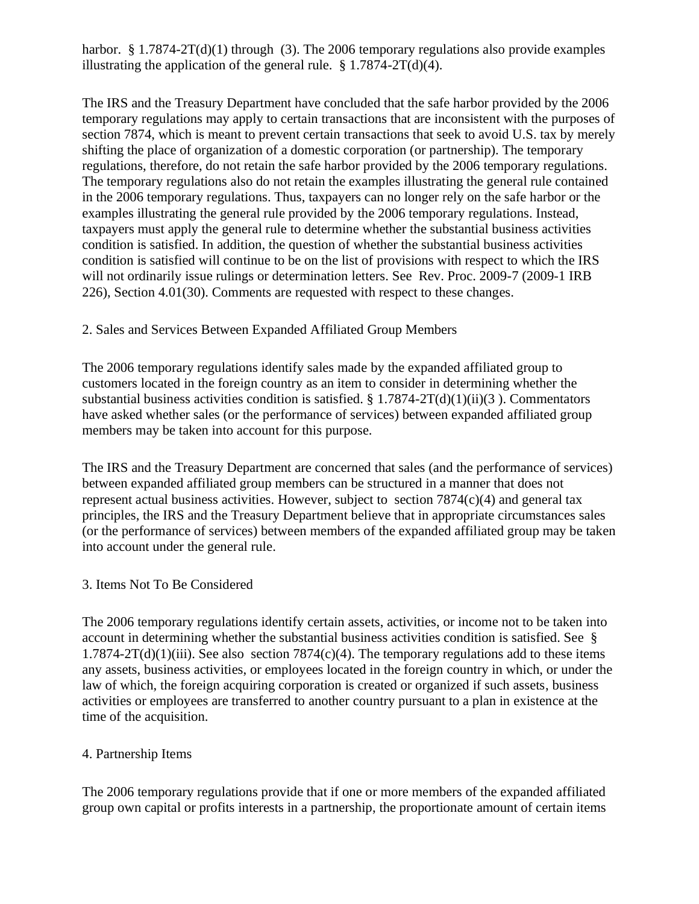harbor. § 1.7874-2T(d)(1) through (3). The 2006 temporary regulations also provide examples illustrating the application of the general rule. § 1.7874-2T(d)(4).

The IRS and the Treasury Department have concluded that the safe harbor provided by the 2006 temporary regulations may apply to certain transactions that are inconsistent with the purposes of section 7874, which is meant to prevent certain transactions that seek to avoid U.S. tax by merely shifting the place of organization of a domestic corporation (or partnership). The temporary regulations, therefore, do not retain the safe harbor provided by the 2006 temporary regulations. The temporary regulations also do not retain the examples illustrating the general rule contained in the 2006 temporary regulations. Thus, taxpayers can no longer rely on the safe harbor or the examples illustrating the general rule provided by the 2006 temporary regulations. Instead, taxpayers must apply the general rule to determine whether the substantial business activities condition is satisfied. In addition, the question of whether the substantial business activities condition is satisfied will continue to be on the list of provisions with respect to which the IRS will not ordinarily issue rulings or determination letters. See Rev. Proc. 2009-7 (2009-1 IRB 226), Section 4.01(30). Comments are requested with respect to these changes.

2. Sales and Services Between Expanded Affiliated Group Members

The 2006 temporary regulations identify sales made by the expanded affiliated group to customers located in the foreign country as an item to consider in determining whether the substantial business activities condition is satisfied. § 1.7874-2T(d)(1)(ii)(3 ). Commentators have asked whether sales (or the performance of services) between expanded affiliated group members may be taken into account for this purpose.

The IRS and the Treasury Department are concerned that sales (and the performance of services) between expanded affiliated group members can be structured in a manner that does not represent actual business activities. However, subject to section 7874(c)(4) and general tax principles, the IRS and the Treasury Department believe that in appropriate circumstances sales (or the performance of services) between members of the expanded affiliated group may be taken into account under the general rule.

3. Items Not To Be Considered

The 2006 temporary regulations identify certain assets, activities, or income not to be taken into account in determining whether the substantial business activities condition is satisfied. See § 1.7874-2T(d)(1)(iii). See also section 7874(c)(4). The temporary regulations add to these items any assets, business activities, or employees located in the foreign country in which, or under the law of which, the foreign acquiring corporation is created or organized if such assets, business activities or employees are transferred to another country pursuant to a plan in existence at the time of the acquisition.

4. Partnership Items

The 2006 temporary regulations provide that if one or more members of the expanded affiliated group own capital or profits interests in a partnership, the proportionate amount of certain items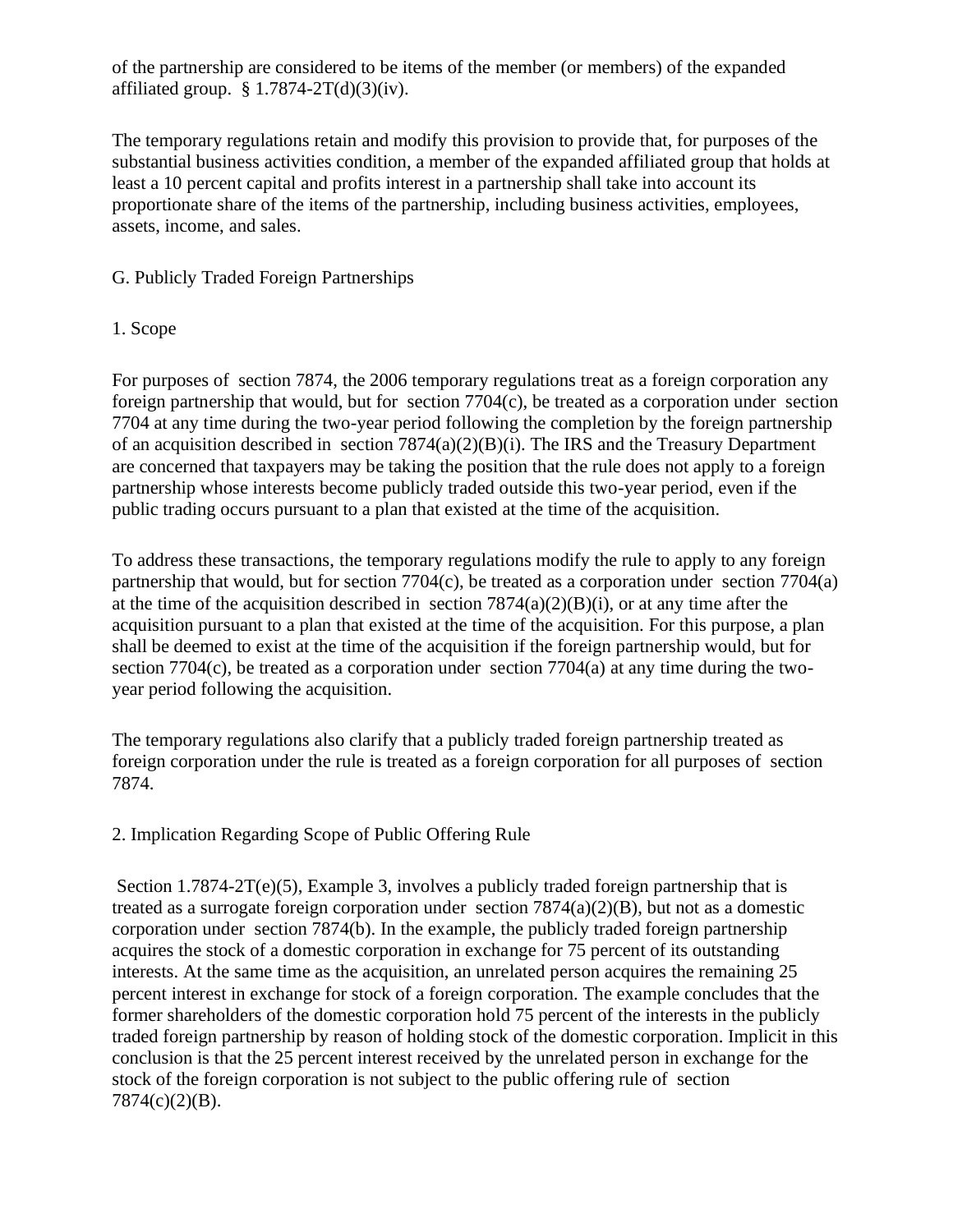of the partnership are considered to be items of the member (or members) of the expanded affiliated group. § 1.7874-2T(d)(3)(iv).

The temporary regulations retain and modify this provision to provide that, for purposes of the substantial business activities condition, a member of the expanded affiliated group that holds at least a 10 percent capital and profits interest in a partnership shall take into account its proportionate share of the items of the partnership, including business activities, employees, assets, income, and sales.

G. Publicly Traded Foreign Partnerships

1. Scope

For purposes of section 7874, the 2006 temporary regulations treat as a foreign corporation any foreign partnership that would, but for section 7704(c), be treated as a corporation under section 7704 at any time during the two-year period following the completion by the foreign partnership of an acquisition described in section 7874(a)(2)(B)(i). The IRS and the Treasury Department are concerned that taxpayers may be taking the position that the rule does not apply to a foreign partnership whose interests become publicly traded outside this two-year period, even if the public trading occurs pursuant to a plan that existed at the time of the acquisition.

To address these transactions, the temporary regulations modify the rule to apply to any foreign partnership that would, but for section 7704(c), be treated as a corporation under section 7704(a) at the time of the acquisition described in section 7874(a)(2)(B)(i), or at any time after the acquisition pursuant to a plan that existed at the time of the acquisition. For this purpose, a plan shall be deemed to exist at the time of the acquisition if the foreign partnership would, but for section 7704(c), be treated as a corporation under section 7704(a) at any time during the two-year period following the acquisition.

The temporary regulations also clarify that a publicly traded foreign partnership treated as foreign corporation under the rule is treated as a foreign corporation for all purposes of section 7874.

2. Implication Regarding Scope of Public Offering Rule

Section 1.7874-2T(e)(5), Example 3, involves a publicly traded foreign partnership that is treated as a surrogate foreign corporation under section 7874(a)(2)(B), but not as a domestic corporation under section 7874(b). In the example, the publicly traded foreign partnership acquires the stock of a domestic corporation in exchange for 75 percent of its outstanding interests. At the same time as the acquisition, an unrelated person acquires the remaining 25 percent interest in exchange for stock of a foreign corporation. The example concludes that the former shareholders of the domestic corporation hold 75 percent of the interests in the publicly traded foreign partnership by reason of holding stock of the domestic corporation. Implicit in this conclusion is that the 25 percent interest received by the unrelated person in exchange for the stock of the foreign corporation is not subject to the public offering rule of section 7874(c)(2)(B).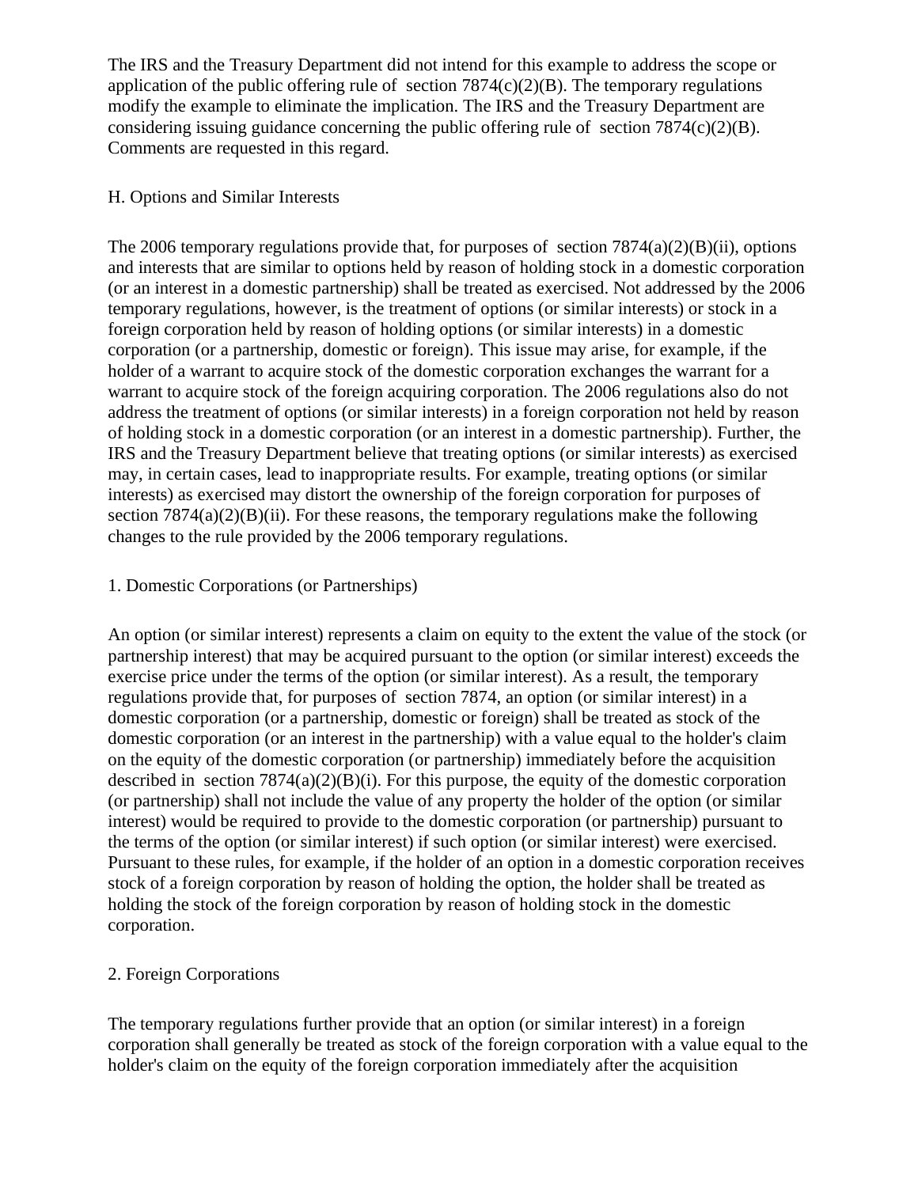The IRS and the Treasury Department did not intend for this example to address the scope or application of the public offering rule of section 7874(c)(2)(B). The temporary regulations modify the example to eliminate the implication. The IRS and the Treasury Department are considering issuing guidance concerning the public offering rule of section 7874(c)(2)(B). Comments are requested in this regard.

## H. Options and Similar Interests

The 2006 temporary regulations provide that, for purposes of section 7874(a)(2)(B)(ii), options and interests that are similar to options held by reason of holding stock in a domestic corporation (or an interest in a domestic partnership) shall be treated as exercised. Not addressed by the 2006 temporary regulations, however, is the treatment of options (or similar interests) or stock in a foreign corporation held by reason of holding options (or similar interests) in a domestic corporation (or a partnership, domestic or foreign). This issue may arise, for example, if the holder of a warrant to acquire stock of the domestic corporation exchanges the warrant for a warrant to acquire stock of the foreign acquiring corporation. The 2006 regulations also do not address the treatment of options (or similar interests) in a foreign corporation not held by reason of holding stock in a domestic corporation (or an interest in a domestic partnership). Further, the IRS and the Treasury Department believe that treating options (or similar interests) as exercised may, in certain cases, lead to inappropriate results. For example, treating options (or similar interests) as exercised may distort the ownership of the foreign corporation for purposes of section 7874(a)(2)(B)(ii). For these reasons, the temporary regulations make the following changes to the rule provided by the 2006 temporary regulations.

### 1. Domestic Corporations (or Partnerships)

An option (or similar interest) represents a claim on equity to the extent the value of the stock (or partnership interest) that may be acquired pursuant to the option (or similar interest) exceeds the exercise price under the terms of the option (or similar interest). As a result, the temporary regulations provide that, for purposes of section 7874, an option (or similar interest) in a domestic corporation (or a partnership, domestic or foreign) shall be treated as stock of the domestic corporation (or an interest in the partnership) with a value equal to the holder's claim on the equity of the domestic corporation (or partnership) immediately before the acquisition described in section 7874(a)(2)(B)(i). For this purpose, the equity of the domestic corporation (or partnership) shall not include the value of any property the holder of the option (or similar interest) would be required to provide to the domestic corporation (or partnership) pursuant to the terms of the option (or similar interest) if such option (or similar interest) were exercised. Pursuant to these rules, for example, if the holder of an option in a domestic corporation receives stock of a foreign corporation by reason of holding the option, the holder shall be treated as holding the stock of the foreign corporation by reason of holding stock in the domestic corporation.

### 2. Foreign Corporations

The temporary regulations further provide that an option (or similar interest) in a foreign corporation shall generally be treated as stock of the foreign corporation with a value equal to the holder's claim on the equity of the foreign corporation immediately after the acquisition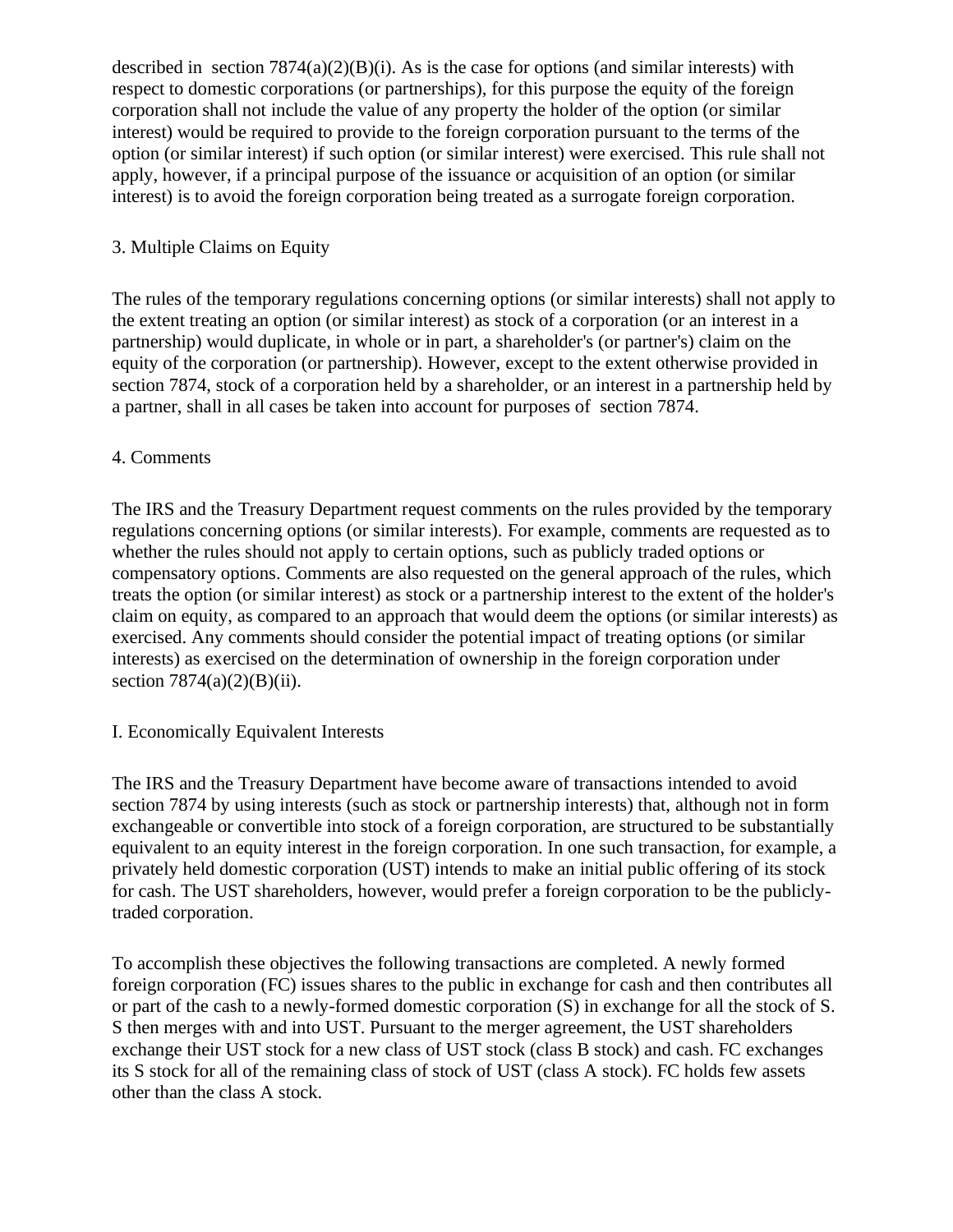described in section 7874(a)(2)(B)(i). As is the case for options (and similar interests) with respect to domestic corporations (or partnerships), for this purpose the equity of the foreign corporation shall not include the value of any property the holder of the option (or similar interest) would be required to provide to the foreign corporation pursuant to the terms of the option (or similar interest) if such option (or similar interest) were exercised. This rule shall not apply, however, if a principal purpose of the issuance or acquisition of an option (or similar interest) is to avoid the foreign corporation being treated as a surrogate foreign corporation.

### 3. Multiple Claims on Equity

The rules of the temporary regulations concerning options (or similar interests) shall not apply to the extent treating an option (or similar interest) as stock of a corporation (or an interest in a partnership) would duplicate, in whole or in part, a shareholder's (or partner's) claim on the equity of the corporation (or partnership). However, except to the extent otherwise provided in section 7874, stock of a corporation held by a shareholder, or an interest in a partnership held by a partner, shall in all cases be taken into account for purposes of section 7874.

### 4. Comments

The IRS and the Treasury Department request comments on the rules provided by the temporary regulations concerning options (or similar interests). For example, comments are requested as to whether the rules should not apply to certain options, such as publicly traded options or compensatory options. Comments are also requested on the general approach of the rules, which treats the option (or similar interest) as stock or a partnership interest to the extent of the holder's claim on equity, as compared to an approach that would deem the options (or similar interests) as exercised. Any comments should consider the potential impact of treating options (or similar interests) as exercised on the determination of ownership in the foreign corporation under section 7874(a)(2)(B)(ii).

## I. Economically Equivalent Interests

The IRS and the Treasury Department have become aware of transactions intended to avoid section 7874 by using interests (such as stock or partnership interests) that, although not in form exchangeable or convertible into stock of a foreign corporation, are structured to be substantially equivalent to an equity interest in the foreign corporation. In one such transaction, for example, a privately held domestic corporation (UST) intends to make an initial public offering of its stock for cash. The UST shareholders, however, would prefer a foreign corporation to be the publicly-traded corporation.

To accomplish these objectives the following transactions are completed. A newly formed foreign corporation (FC) issues shares to the public in exchange for cash and then contributes all or part of the cash to a newly-formed domestic corporation (S) in exchange for all the stock of S. S then merges with and into UST. Pursuant to the merger agreement, the UST shareholders exchange their UST stock for a new class of UST stock (class B stock) and cash. FC exchanges its S stock for all of the remaining class of stock of UST (class A stock). FC holds few assets other than the class A stock.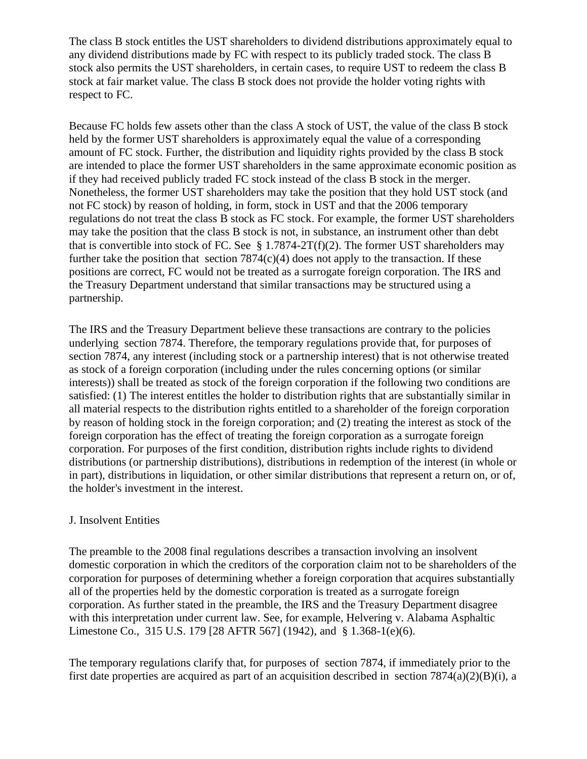The class B stock entitles the UST shareholders to dividend distributions approximately equal to any dividend distributions made by FC with respect to its publicly traded stock. The class B stock also permits the UST shareholders, in certain cases, to require UST to redeem the class B stock at fair market value. The class B stock does not provide the holder voting rights with respect to FC.

Because FC holds few assets other than the class A stock of UST, the value of the class B stock held by the former UST shareholders is approximately equal the value of a corresponding amount of FC stock. Further, the distribution and liquidity rights provided by the class B stock are intended to place the former UST shareholders in the same approximate economic position as if they had received publicly traded FC stock instead of the class B stock in the merger. Nonetheless, the former UST shareholders may take the position that they hold UST stock (and not FC stock) by reason of holding, in form, stock in UST and that the 2006 temporary regulations do not treat the class B stock as FC stock. For example, the former UST shareholders may take the position that the class B stock is not, in substance, an instrument other than debt that is convertible into stock of FC. See § 1.7874-2T(f)(2). The former UST shareholders may further take the position that section 7874(c)(4) does not apply to the transaction. If these positions are correct, FC would not be treated as a surrogate foreign corporation. The IRS and the Treasury Department understand that similar transactions may be structured using a partnership.

The IRS and the Treasury Department believe these transactions are contrary to the policies underlying section 7874. Therefore, the temporary regulations provide that, for purposes of section 7874, any interest (including stock or a partnership interest) that is not otherwise treated as stock of a foreign corporation (including under the rules concerning options (or similar interests)) shall be treated as stock of the foreign corporation if the following two conditions are satisfied: (1) The interest entitles the holder to distribution rights that are substantially similar in all material respects to the distribution rights entitled to a shareholder of the foreign corporation by reason of holding stock in the foreign corporation; and (2) treating the interest as stock of the foreign corporation has the effect of treating the foreign corporation as a surrogate foreign corporation. For purposes of the first condition, distribution rights include rights to dividend distributions (or partnership distributions), distributions in redemption of the interest (in whole or in part), distributions in liquidation, or other similar distributions that represent a return on, or of, the holder's investment in the interest.

J. Insolvent Entities

The preamble to the 2008 final regulations describes a transaction involving an insolvent domestic corporation in which the creditors of the corporation claim not to be shareholders of the corporation for purposes of determining whether a foreign corporation that acquires substantially all of the properties held by the domestic corporation is treated as a surrogate foreign corporation. As further stated in the preamble, the IRS and the Treasury Department disagree with this interpretation under current law. See, for example, Helvering v. Alabama Asphaltic Limestone Co., 315 U.S. 179 [28 AFTR 567] (1942), and § 1.368-1(e)(6).

The temporary regulations clarify that, for purposes of section 7874, if immediately prior to the first date properties are acquired as part of an acquisition described in section 7874(a)(2)(B)(i), a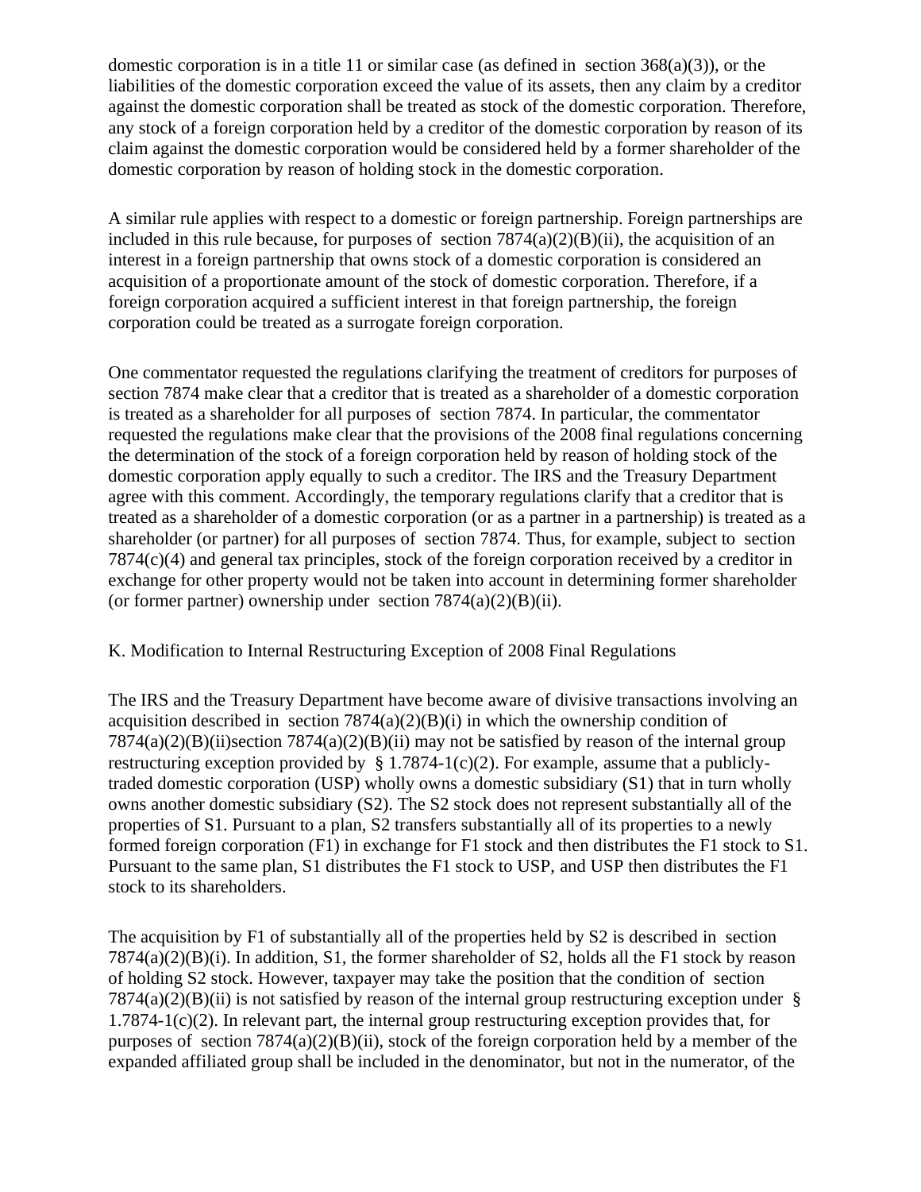domestic corporation is in a title 11 or similar case (as defined in section 368(a)(3)), or the liabilities of the domestic corporation exceed the value of its assets, then any claim by a creditor against the domestic corporation shall be treated as stock of the domestic corporation. Therefore, any stock of a foreign corporation held by a creditor of the domestic corporation by reason of its claim against the domestic corporation would be considered held by a former shareholder of the domestic corporation by reason of holding stock in the domestic corporation.

A similar rule applies with respect to a domestic or foreign partnership. Foreign partnerships are included in this rule because, for purposes of section 7874(a)(2)(B)(ii), the acquisition of an interest in a foreign partnership that owns stock of a domestic corporation is considered an acquisition of a proportionate amount of the stock of domestic corporation. Therefore, if a foreign corporation acquired a sufficient interest in that foreign partnership, the foreign corporation could be treated as a surrogate foreign corporation.

One commentator requested the regulations clarifying the treatment of creditors for purposes of section 7874 make clear that a creditor that is treated as a shareholder of a domestic corporation is treated as a shareholder for all purposes of section 7874. In particular, the commentator requested the regulations make clear that the provisions of the 2008 final regulations concerning the determination of the stock of a foreign corporation held by reason of holding stock of the domestic corporation apply equally to such a creditor. The IRS and the Treasury Department agree with this comment. Accordingly, the temporary regulations clarify that a creditor that is treated as a shareholder of a domestic corporation (or as a partner in a partnership) is treated as a shareholder (or partner) for all purposes of section 7874. Thus, for example, subject to section 7874(c)(4) and general tax principles, stock of the foreign corporation received by a creditor in exchange for other property would not be taken into account in determining former shareholder (or former partner) ownership under section 7874(a)(2)(B)(ii).

K. Modification to Internal Restructuring Exception of 2008 Final Regulations

The IRS and the Treasury Department have become aware of divisive transactions involving an acquisition described in section 7874(a)(2)(B)(i) in which the ownership condition of 7874(a)(2)(B)(ii)section 7874(a)(2)(B)(ii) may not be satisfied by reason of the internal group restructuring exception provided by § 1.7874-1(c)(2). For example, assume that a publicly-traded domestic corporation (USP) wholly owns a domestic subsidiary (S1) that in turn wholly owns another domestic subsidiary (S2). The S2 stock does not represent substantially all of the properties of S1. Pursuant to a plan, S2 transfers substantially all of its properties to a newly formed foreign corporation (F1) in exchange for F1 stock and then distributes the F1 stock to S1. Pursuant to the same plan, S1 distributes the F1 stock to USP, and USP then distributes the F1 stock to its shareholders.

The acquisition by F1 of substantially all of the properties held by S2 is described in section 7874(a)(2)(B)(i). In addition, S1, the former shareholder of S2, holds all the F1 stock by reason of holding S2 stock. However, taxpayer may take the position that the condition of section 7874(a)(2)(B)(ii) is not satisfied by reason of the internal group restructuring exception under § 1.7874-1(c)(2). In relevant part, the internal group restructuring exception provides that, for purposes of section 7874(a)(2)(B)(ii), stock of the foreign corporation held by a member of the expanded affiliated group shall be included in the denominator, but not in the numerator, of the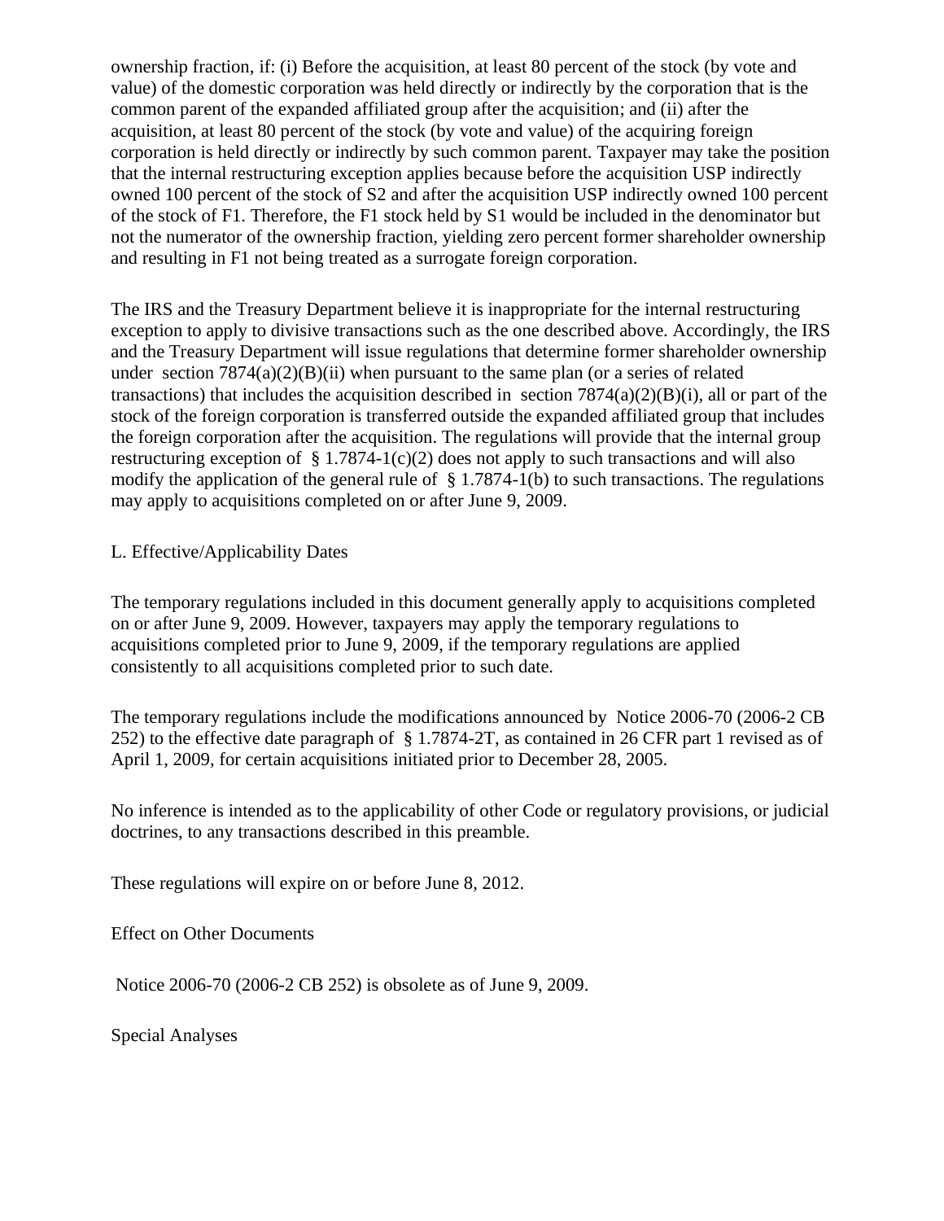ownership fraction, if: (i) Before the acquisition, at least 80 percent of the stock (by vote and value) of the domestic corporation was held directly or indirectly by the corporation that is the common parent of the expanded affiliated group after the acquisition; and (ii) after the acquisition, at least 80 percent of the stock (by vote and value) of the acquiring foreign corporation is held directly or indirectly by such common parent. Taxpayer may take the position that the internal restructuring exception applies because before the acquisition USP indirectly owned 100 percent of the stock of S2 and after the acquisition USP indirectly owned 100 percent of the stock of F1. Therefore, the F1 stock held by S1 would be included in the denominator but not the numerator of the ownership fraction, yielding zero percent former shareholder ownership and resulting in F1 not being treated as a surrogate foreign corporation.

The IRS and the Treasury Department believe it is inappropriate for the internal restructuring exception to apply to divisive transactions such as the one described above. Accordingly, the IRS and the Treasury Department will issue regulations that determine former shareholder ownership under section 7874(a)(2)(B)(ii) when pursuant to the same plan (or a series of related transactions) that includes the acquisition described in section 7874(a)(2)(B)(i), all or part of the stock of the foreign corporation is transferred outside the expanded affiliated group that includes the foreign corporation after the acquisition. The regulations will provide that the internal group restructuring exception of § 1.7874-1(c)(2) does not apply to such transactions and will also modify the application of the general rule of § 1.7874-1(b) to such transactions. The regulations may apply to acquisitions completed on or after June 9, 2009.

L. Effective/Applicability Dates

The temporary regulations included in this document generally apply to acquisitions completed on or after June 9, 2009. However, taxpayers may apply the temporary regulations to acquisitions completed prior to June 9, 2009, if the temporary regulations are applied consistently to all acquisitions completed prior to such date.

The temporary regulations include the modifications announced by Notice 2006-70 (2006-2 CB 252) to the effective date paragraph of § 1.7874-2T, as contained in 26 CFR part 1 revised as of April 1, 2009, for certain acquisitions initiated prior to December 28, 2005.

No inference is intended as to the applicability of other Code or regulatory provisions, or judicial doctrines, to any transactions described in this preamble.

These regulations will expire on or before June 8, 2012.

Effect on Other Documents

Notice 2006-70 (2006-2 CB 252) is obsolete as of June 9, 2009.

Special Analyses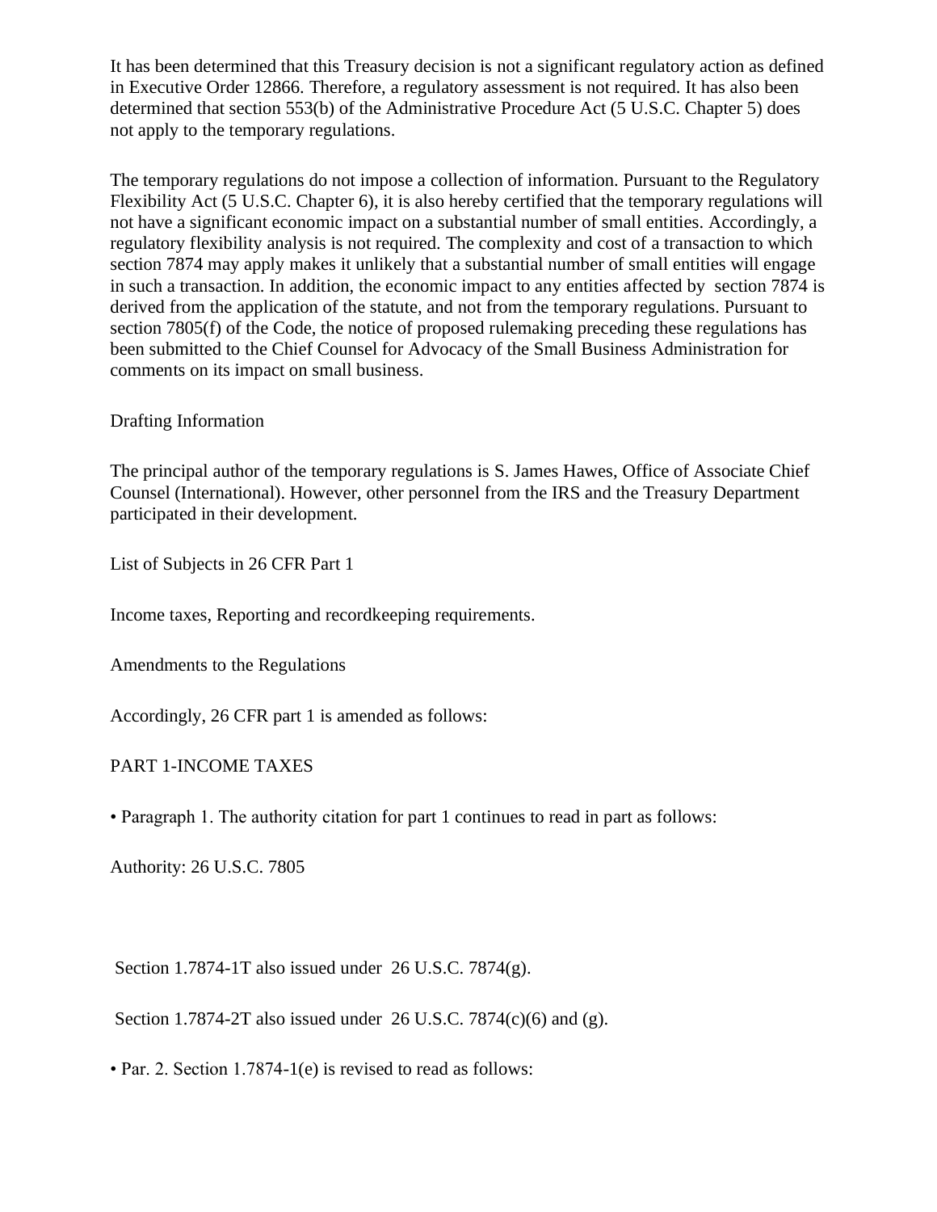It has been determined that this Treasury decision is not a significant regulatory action as defined in Executive Order 12866. Therefore, a regulatory assessment is not required. It has also been determined that section 553(b) of the Administrative Procedure Act (5 U.S.C. Chapter 5) does not apply to the temporary regulations.

The temporary regulations do not impose a collection of information. Pursuant to the Regulatory Flexibility Act (5 U.S.C. Chapter 6), it is also hereby certified that the temporary regulations will not have a significant economic impact on a substantial number of small entities. Accordingly, a regulatory flexibility analysis is not required. The complexity and cost of a transaction to which section 7874 may apply makes it unlikely that a substantial number of small entities will engage in such a transaction. In addition, the economic impact to any entities affected by section 7874 is derived from the application of the statute, and not from the temporary regulations. Pursuant to section 7805(f) of the Code, the notice of proposed rulemaking preceding these regulations has been submitted to the Chief Counsel for Advocacy of the Small Business Administration for comments on its impact on small business.

## Drafting Information

The principal author of the temporary regulations is S. James Hawes, Office of Associate Chief Counsel (International). However, other personnel from the IRS and the Treasury Department participated in their development.

## List of Subjects in 26 CFR Part 1

Income taxes, Reporting and recordkeeping requirements.

## Amendments to the Regulations

Accordingly, 26 CFR part 1 is amended as follows:

## PART 1-INCOME TAXES

• Paragraph 1. The authority citation for part 1 continues to read in part as follows:

Authority: 26 U.S.C. 7805

Section 1.7874-1T also issued under 26 U.S.C. 7874(g).

Section 1.7874-2T also issued under 26 U.S.C. 7874(c)(6) and (g).

• Par. 2. Section 1.7874-1(e) is revised to read as follows: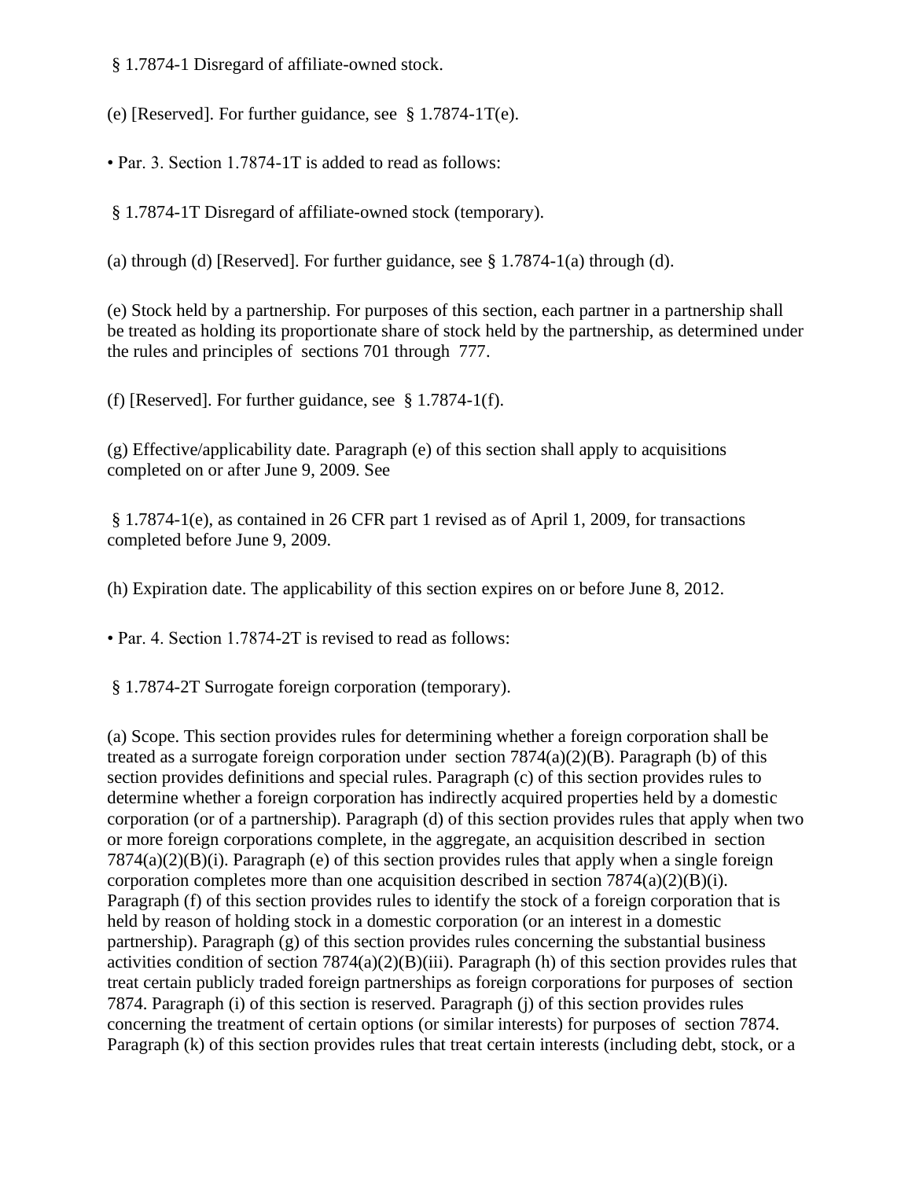§ 1.7874-1 Disregard of affiliate-owned stock.

(e) [Reserved]. For further guidance, see § 1.7874-1T(e).

• Par. 3. Section 1.7874-1T is added to read as follows:

§ 1.7874-1T Disregard of affiliate-owned stock (temporary).

(a) through (d) [Reserved]. For further guidance, see § 1.7874-1(a) through (d).

(e) Stock held by a partnership. For purposes of this section, each partner in a partnership shall be treated as holding its proportionate share of stock held by the partnership, as determined under the rules and principles of sections 701 through 777.

(f) [Reserved]. For further guidance, see § 1.7874-1(f).

(g) Effective/applicability date. Paragraph (e) of this section shall apply to acquisitions completed on or after June 9, 2009. See

§ 1.7874-1(e), as contained in 26 CFR part 1 revised as of April 1, 2009, for transactions completed before June 9, 2009.

(h) Expiration date. The applicability of this section expires on or before June 8, 2012.

• Par. 4. Section 1.7874-2T is revised to read as follows:

§ 1.7874-2T Surrogate foreign corporation (temporary).

(a) Scope. This section provides rules for determining whether a foreign corporation shall be treated as a surrogate foreign corporation under section 7874(a)(2)(B). Paragraph (b) of this section provides definitions and special rules. Paragraph (c) of this section provides rules to determine whether a foreign corporation has indirectly acquired properties held by a domestic corporation (or of a partnership). Paragraph (d) of this section provides rules that apply when two or more foreign corporations complete, in the aggregate, an acquisition described in section 7874(a)(2)(B)(i). Paragraph (e) of this section provides rules that apply when a single foreign corporation completes more than one acquisition described in section 7874(a)(2)(B)(i). Paragraph (f) of this section provides rules to identify the stock of a foreign corporation that is held by reason of holding stock in a domestic corporation (or an interest in a domestic partnership). Paragraph (g) of this section provides rules concerning the substantial business activities condition of section 7874(a)(2)(B)(iii). Paragraph (h) of this section provides rules that treat certain publicly traded foreign partnerships as foreign corporations for purposes of section 7874. Paragraph (i) of this section is reserved. Paragraph (j) of this section provides rules concerning the treatment of certain options (or similar interests) for purposes of section 7874. Paragraph (k) of this section provides rules that treat certain interests (including debt, stock, or a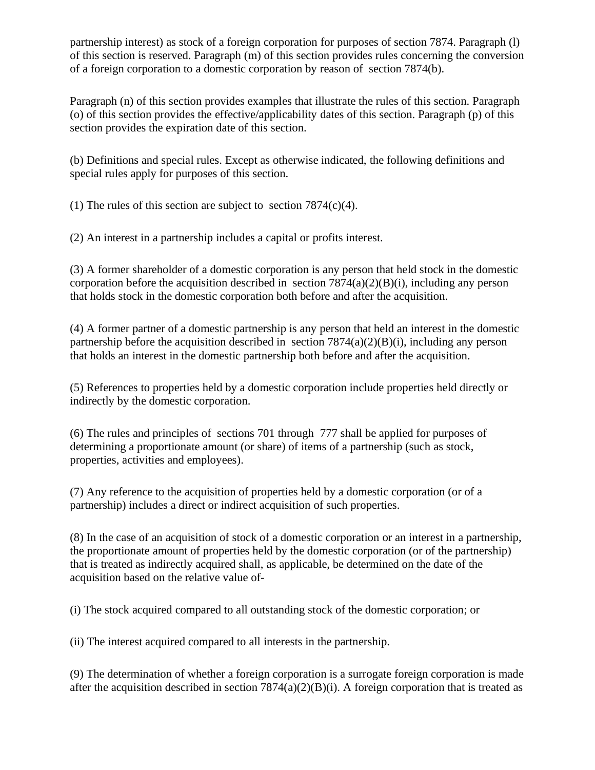partnership interest) as stock of a foreign corporation for purposes of section 7874. Paragraph (l) of this section is reserved. Paragraph (m) of this section provides rules concerning the conversion of a foreign corporation to a domestic corporation by reason of section 7874(b).

Paragraph (n) of this section provides examples that illustrate the rules of this section. Paragraph (o) of this section provides the effective/applicability dates of this section. Paragraph (p) of this section provides the expiration date of this section.

(b) Definitions and special rules. Except as otherwise indicated, the following definitions and special rules apply for purposes of this section.

(1) The rules of this section are subject to section 7874(c)(4).

(2) An interest in a partnership includes a capital or profits interest.

(3) A former shareholder of a domestic corporation is any person that held stock in the domestic corporation before the acquisition described in section 7874(a)(2)(B)(i), including any person that holds stock in the domestic corporation both before and after the acquisition.

(4) A former partner of a domestic partnership is any person that held an interest in the domestic partnership before the acquisition described in section 7874(a)(2)(B)(i), including any person that holds an interest in the domestic partnership both before and after the acquisition.

(5) References to properties held by a domestic corporation include properties held directly or indirectly by the domestic corporation.

(6) The rules and principles of sections 701 through 777 shall be applied for purposes of determining a proportionate amount (or share) of items of a partnership (such as stock, properties, activities and employees).

(7) Any reference to the acquisition of properties held by a domestic corporation (or of a partnership) includes a direct or indirect acquisition of such properties.

(8) In the case of an acquisition of stock of a domestic corporation or an interest in a partnership, the proportionate amount of properties held by the domestic corporation (or of the partnership) that is treated as indirectly acquired shall, as applicable, be determined on the date of the acquisition based on the relative value of-

(i) The stock acquired compared to all outstanding stock of the domestic corporation; or

(ii) The interest acquired compared to all interests in the partnership.

(9) The determination of whether a foreign corporation is a surrogate foreign corporation is made after the acquisition described in section 7874(a)(2)(B)(i). A foreign corporation that is treated as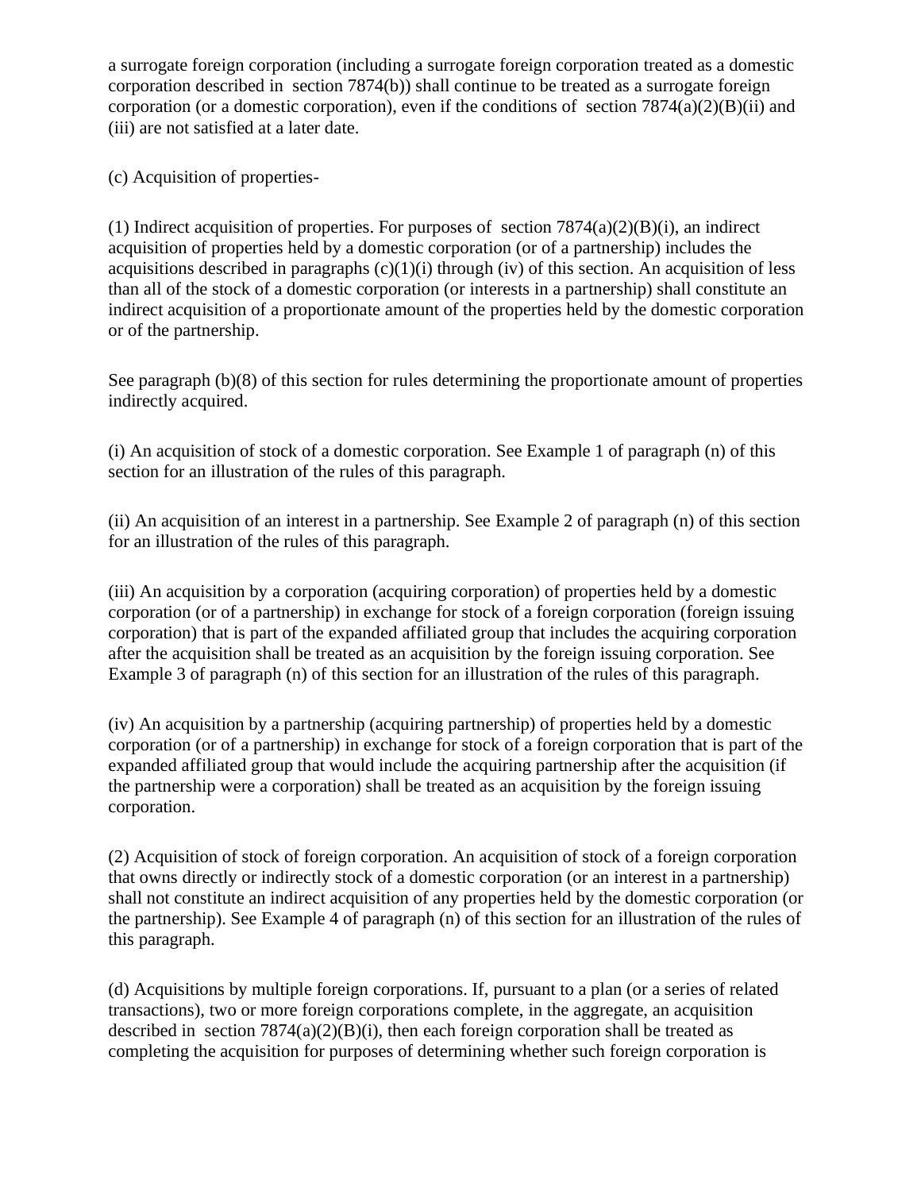a surrogate foreign corporation (including a surrogate foreign corporation treated as a domestic corporation described in section 7874(b)) shall continue to be treated as a surrogate foreign corporation (or a domestic corporation), even if the conditions of section 7874(a)(2)(B)(ii) and (iii) are not satisfied at a later date.

(c) Acquisition of properties-

(1) Indirect acquisition of properties. For purposes of section 7874(a)(2)(B)(i), an indirect acquisition of properties held by a domestic corporation (or of a partnership) includes the acquisitions described in paragraphs (c)(1)(i) through (iv) of this section. An acquisition of less than all of the stock of a domestic corporation (or interests in a partnership) shall constitute an indirect acquisition of a proportionate amount of the properties held by the domestic corporation or of the partnership.

See paragraph (b)(8) of this section for rules determining the proportionate amount of properties indirectly acquired.

(i) An acquisition of stock of a domestic corporation. See Example 1 of paragraph (n) of this section for an illustration of the rules of this paragraph.

(ii) An acquisition of an interest in a partnership. See Example 2 of paragraph (n) of this section for an illustration of the rules of this paragraph.

(iii) An acquisition by a corporation (acquiring corporation) of properties held by a domestic corporation (or of a partnership) in exchange for stock of a foreign corporation (foreign issuing corporation) that is part of the expanded affiliated group that includes the acquiring corporation after the acquisition shall be treated as an acquisition by the foreign issuing corporation. See Example 3 of paragraph (n) of this section for an illustration of the rules of this paragraph.

(iv) An acquisition by a partnership (acquiring partnership) of properties held by a domestic corporation (or of a partnership) in exchange for stock of a foreign corporation that is part of the expanded affiliated group that would include the acquiring partnership after the acquisition (if the partnership were a corporation) shall be treated as an acquisition by the foreign issuing corporation.

(2) Acquisition of stock of foreign corporation. An acquisition of stock of a foreign corporation that owns directly or indirectly stock of a domestic corporation (or an interest in a partnership) shall not constitute an indirect acquisition of any properties held by the domestic corporation (or the partnership). See Example 4 of paragraph (n) of this section for an illustration of the rules of this paragraph.

(d) Acquisitions by multiple foreign corporations. If, pursuant to a plan (or a series of related transactions), two or more foreign corporations complete, in the aggregate, an acquisition described in section 7874(a)(2)(B)(i), then each foreign corporation shall be treated as completing the acquisition for purposes of determining whether such foreign corporation is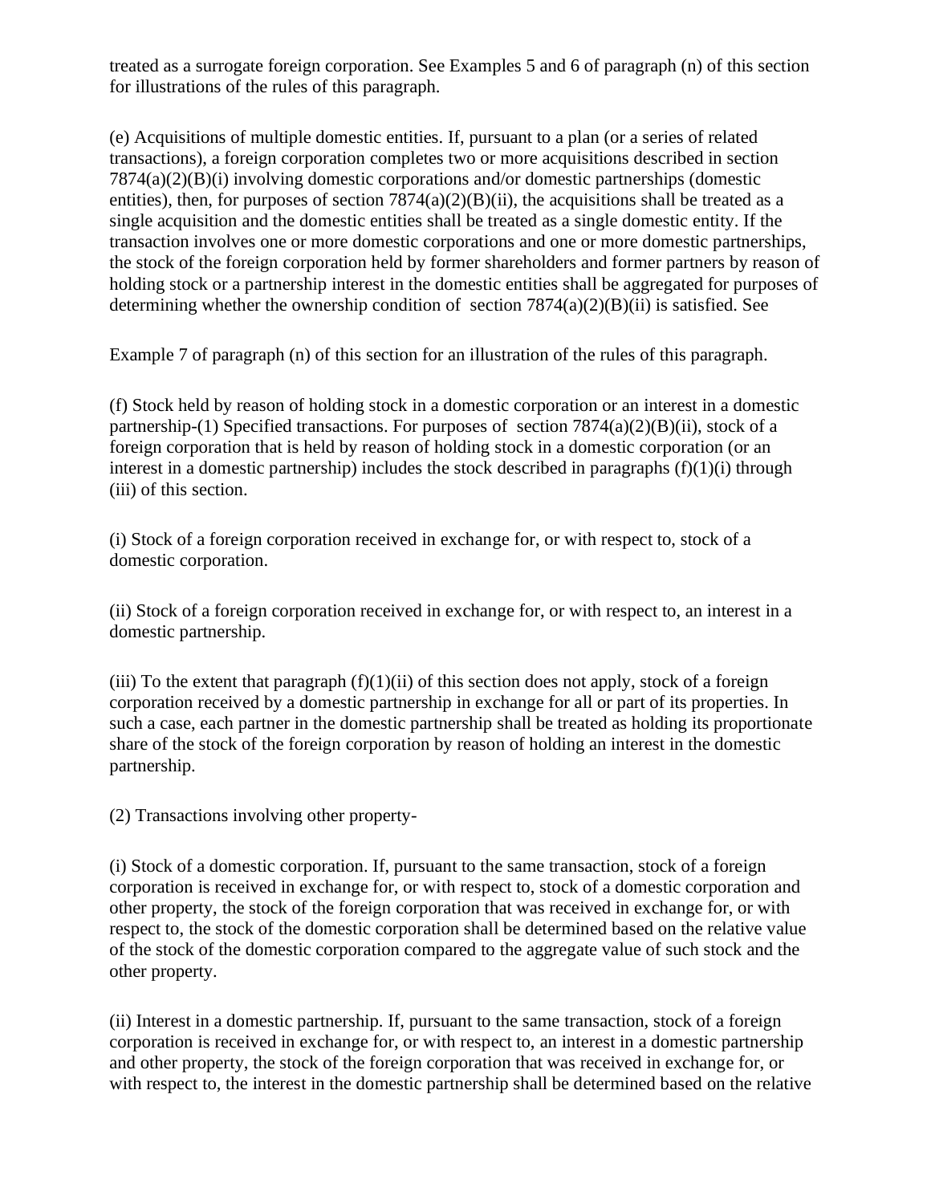treated as a surrogate foreign corporation. See Examples 5 and 6 of paragraph (n) of this section for illustrations of the rules of this paragraph.

(e) Acquisitions of multiple domestic entities. If, pursuant to a plan (or a series of related transactions), a foreign corporation completes two or more acquisitions described in section 7874(a)(2)(B)(i) involving domestic corporations and/or domestic partnerships (domestic entities), then, for purposes of section 7874(a)(2)(B)(ii), the acquisitions shall be treated as a single acquisition and the domestic entities shall be treated as a single domestic entity. If the transaction involves one or more domestic corporations and one or more domestic partnerships, the stock of the foreign corporation held by former shareholders and former partners by reason of holding stock or a partnership interest in the domestic entities shall be aggregated for purposes of determining whether the ownership condition of section 7874(a)(2)(B)(ii) is satisfied. See

Example 7 of paragraph (n) of this section for an illustration of the rules of this paragraph.

(f) Stock held by reason of holding stock in a domestic corporation or an interest in a domestic partnership-(1) Specified transactions. For purposes of section 7874(a)(2)(B)(ii), stock of a foreign corporation that is held by reason of holding stock in a domestic corporation (or an interest in a domestic partnership) includes the stock described in paragraphs (f)(1)(i) through (iii) of this section.

(i) Stock of a foreign corporation received in exchange for, or with respect to, stock of a domestic corporation.

(ii) Stock of a foreign corporation received in exchange for, or with respect to, an interest in a domestic partnership.

(iii) To the extent that paragraph (f)(1)(ii) of this section does not apply, stock of a foreign corporation received by a domestic partnership in exchange for all or part of its properties. In such a case, each partner in the domestic partnership shall be treated as holding its proportionate share of the stock of the foreign corporation by reason of holding an interest in the domestic partnership.

(2) Transactions involving other property-

(i) Stock of a domestic corporation. If, pursuant to the same transaction, stock of a foreign corporation is received in exchange for, or with respect to, stock of a domestic corporation and other property, the stock of the foreign corporation that was received in exchange for, or with respect to, the stock of the domestic corporation shall be determined based on the relative value of the stock of the domestic corporation compared to the aggregate value of such stock and the other property.

(ii) Interest in a domestic partnership. If, pursuant to the same transaction, stock of a foreign corporation is received in exchange for, or with respect to, an interest in a domestic partnership and other property, the stock of the foreign corporation that was received in exchange for, or with respect to, the interest in the domestic partnership shall be determined based on the relative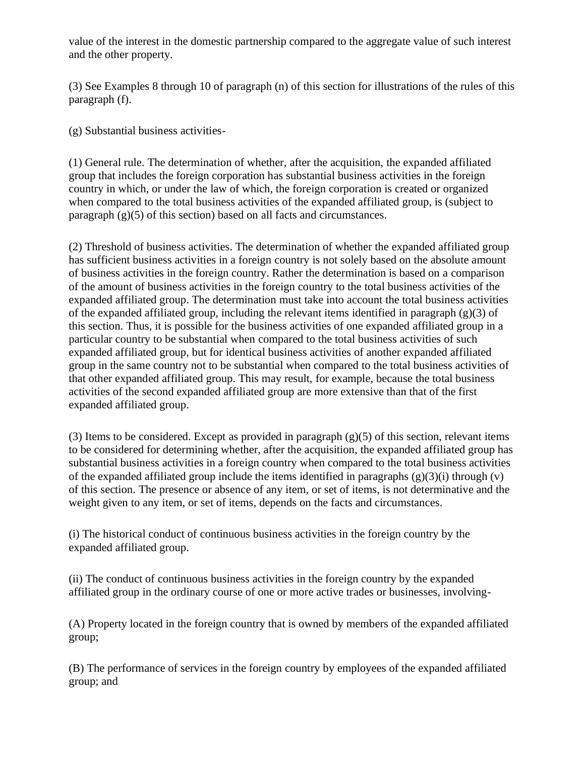value of the interest in the domestic partnership compared to the aggregate value of such interest and the other property.

(3) See Examples 8 through 10 of paragraph (n) of this section for illustrations of the rules of this paragraph (f).

(g) Substantial business activities-

(1) General rule. The determination of whether, after the acquisition, the expanded affiliated group that includes the foreign corporation has substantial business activities in the foreign country in which, or under the law of which, the foreign corporation is created or organized when compared to the total business activities of the expanded affiliated group, is (subject to paragraph (g)(5) of this section) based on all facts and circumstances.

(2) Threshold of business activities. The determination of whether the expanded affiliated group has sufficient business activities in a foreign country is not solely based on the absolute amount of business activities in the foreign country. Rather the determination is based on a comparison of the amount of business activities in the foreign country to the total business activities of the expanded affiliated group. The determination must take into account the total business activities of the expanded affiliated group, including the relevant items identified in paragraph (g)(3) of this section. Thus, it is possible for the business activities of one expanded affiliated group in a particular country to be substantial when compared to the total business activities of such expanded affiliated group, but for identical business activities of another expanded affiliated group in the same country not to be substantial when compared to the total business activities of that other expanded affiliated group. This may result, for example, because the total business activities of the second expanded affiliated group are more extensive than that of the first expanded affiliated group.

(3) Items to be considered. Except as provided in paragraph (g)(5) of this section, relevant items to be considered for determining whether, after the acquisition, the expanded affiliated group has substantial business activities in a foreign country when compared to the total business activities of the expanded affiliated group include the items identified in paragraphs (g)(3)(i) through (v) of this section. The presence or absence of any item, or set of items, is not determinative and the weight given to any item, or set of items, depends on the facts and circumstances.

(i) The historical conduct of continuous business activities in the foreign country by the expanded affiliated group.

(ii) The conduct of continuous business activities in the foreign country by the expanded affiliated group in the ordinary course of one or more active trades or businesses, involving-

(A) Property located in the foreign country that is owned by members of the expanded affiliated group;

(B) The performance of services in the foreign country by employees of the expanded affiliated group; and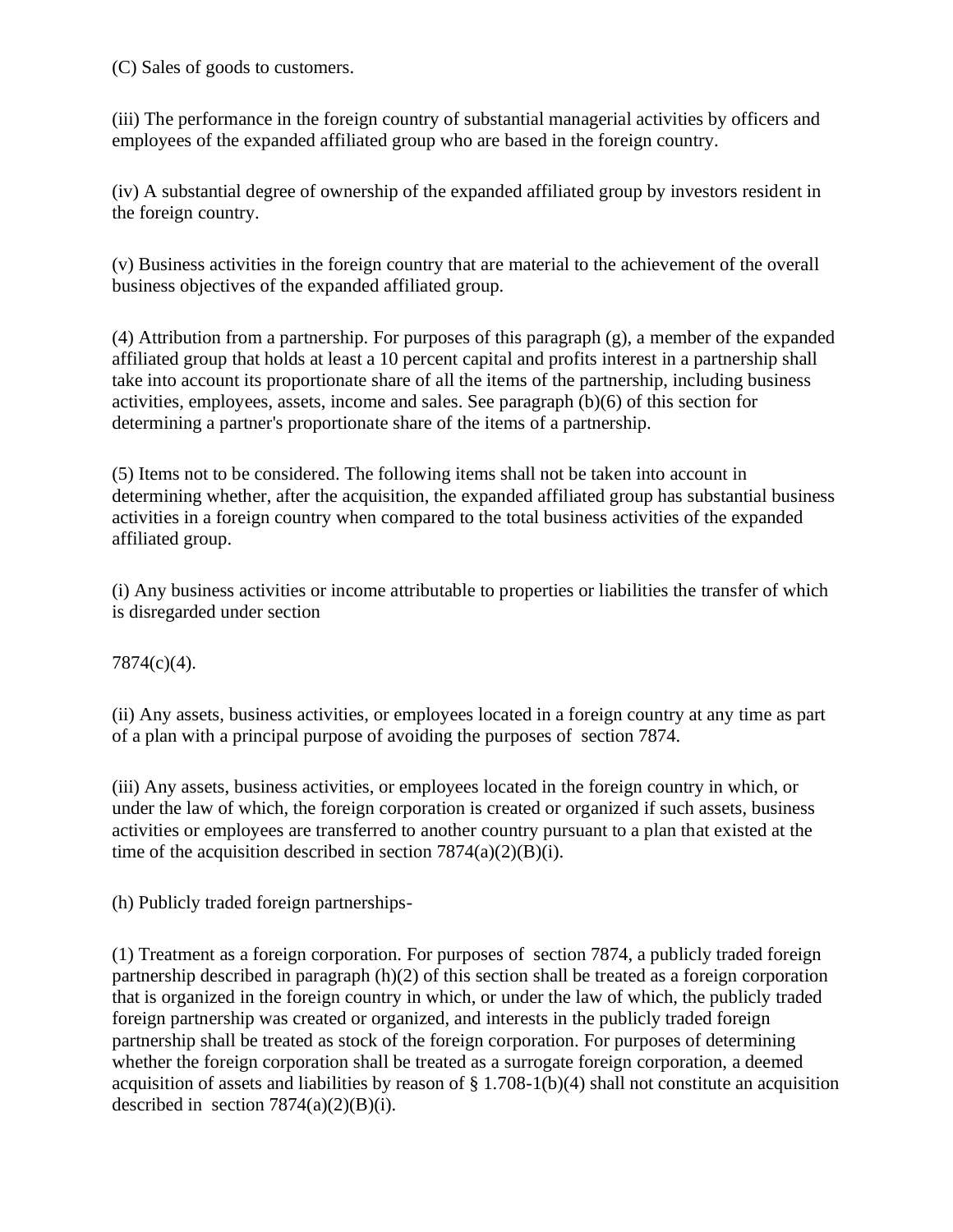(C) Sales of goods to customers.

(iii) The performance in the foreign country of substantial managerial activities by officers and employees of the expanded affiliated group who are based in the foreign country.

(iv) A substantial degree of ownership of the expanded affiliated group by investors resident in the foreign country.

(v) Business activities in the foreign country that are material to the achievement of the overall business objectives of the expanded affiliated group.

(4) Attribution from a partnership. For purposes of this paragraph (g), a member of the expanded affiliated group that holds at least a 10 percent capital and profits interest in a partnership shall take into account its proportionate share of all the items of the partnership, including business activities, employees, assets, income and sales. See paragraph (b)(6) of this section for determining a partner's proportionate share of the items of a partnership.

(5) Items not to be considered. The following items shall not be taken into account in determining whether, after the acquisition, the expanded affiliated group has substantial business activities in a foreign country when compared to the total business activities of the expanded affiliated group.

(i) Any business activities or income attributable to properties or liabilities the transfer of which is disregarded under section

7874(c)(4).

(ii) Any assets, business activities, or employees located in a foreign country at any time as part of a plan with a principal purpose of avoiding the purposes of section 7874.

(iii) Any assets, business activities, or employees located in the foreign country in which, or under the law of which, the foreign corporation is created or organized if such assets, business activities or employees are transferred to another country pursuant to a plan that existed at the time of the acquisition described in section 7874(a)(2)(B)(i).

(h) Publicly traded foreign partnerships-

(1) Treatment as a foreign corporation. For purposes of section 7874, a publicly traded foreign partnership described in paragraph (h)(2) of this section shall be treated as a foreign corporation that is organized in the foreign country in which, or under the law of which, the publicly traded foreign partnership was created or organized, and interests in the publicly traded foreign partnership shall be treated as stock of the foreign corporation. For purposes of determining whether the foreign corporation shall be treated as a surrogate foreign corporation, a deemed acquisition of assets and liabilities by reason of § 1.708-1(b)(4) shall not constitute an acquisition described in section 7874(a)(2)(B)(i).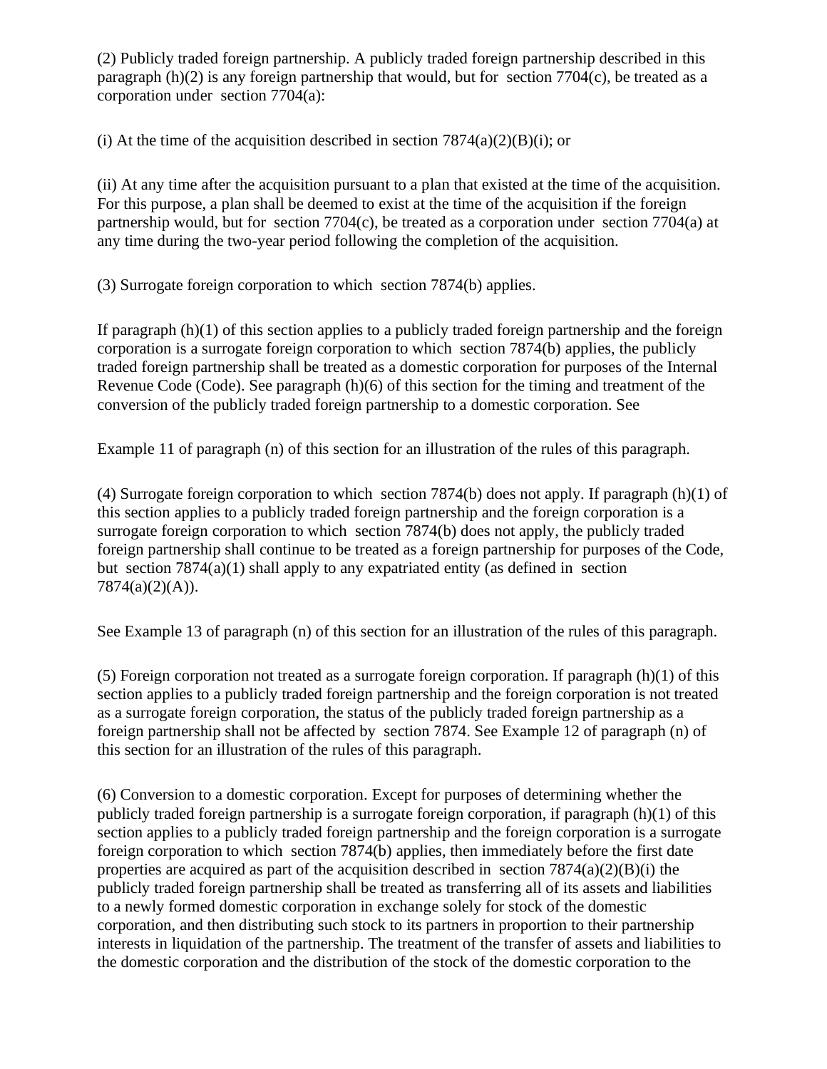(2) Publicly traded foreign partnership. A publicly traded foreign partnership described in this paragraph (h)(2) is any foreign partnership that would, but for section 7704(c), be treated as a corporation under section 7704(a):

(i) At the time of the acquisition described in section 7874(a)(2)(B)(i); or

(ii) At any time after the acquisition pursuant to a plan that existed at the time of the acquisition. For this purpose, a plan shall be deemed to exist at the time of the acquisition if the foreign partnership would, but for section 7704(c), be treated as a corporation under section 7704(a) at any time during the two-year period following the completion of the acquisition.

(3) Surrogate foreign corporation to which section 7874(b) applies.

If paragraph (h)(1) of this section applies to a publicly traded foreign partnership and the foreign corporation is a surrogate foreign corporation to which section 7874(b) applies, the publicly traded foreign partnership shall be treated as a domestic corporation for purposes of the Internal Revenue Code (Code). See paragraph (h)(6) of this section for the timing and treatment of the conversion of the publicly traded foreign partnership to a domestic corporation. See

Example 11 of paragraph (n) of this section for an illustration of the rules of this paragraph.

(4) Surrogate foreign corporation to which section 7874(b) does not apply. If paragraph (h)(1) of this section applies to a publicly traded foreign partnership and the foreign corporation is a surrogate foreign corporation to which section 7874(b) does not apply, the publicly traded foreign partnership shall continue to be treated as a foreign partnership for purposes of the Code, but section 7874(a)(1) shall apply to any expatriated entity (as defined in section 7874(a)(2)(A)).

See Example 13 of paragraph (n) of this section for an illustration of the rules of this paragraph.

(5) Foreign corporation not treated as a surrogate foreign corporation. If paragraph (h)(1) of this section applies to a publicly traded foreign partnership and the foreign corporation is not treated as a surrogate foreign corporation, the status of the publicly traded foreign partnership as a foreign partnership shall not be affected by section 7874. See Example 12 of paragraph (n) of this section for an illustration of the rules of this paragraph.

(6) Conversion to a domestic corporation. Except for purposes of determining whether the publicly traded foreign partnership is a surrogate foreign corporation, if paragraph (h)(1) of this section applies to a publicly traded foreign partnership and the foreign corporation is a surrogate foreign corporation to which section 7874(b) applies, then immediately before the first date properties are acquired as part of the acquisition described in section 7874(a)(2)(B)(i) the publicly traded foreign partnership shall be treated as transferring all of its assets and liabilities to a newly formed domestic corporation in exchange solely for stock of the domestic corporation, and then distributing such stock to its partners in proportion to their partnership interests in liquidation of the partnership. The treatment of the transfer of assets and liabilities to the domestic corporation and the distribution of the stock of the domestic corporation to the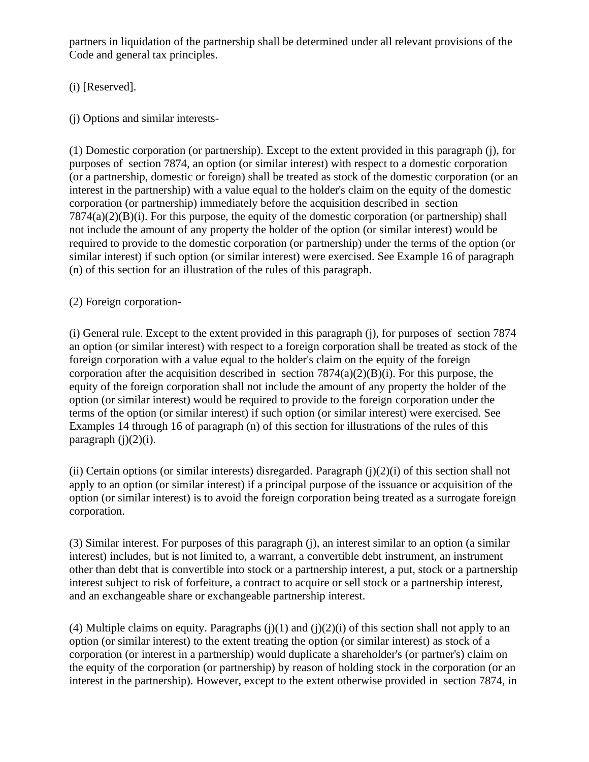partners in liquidation of the partnership shall be determined under all relevant provisions of the Code and general tax principles.

(i) [Reserved].

(j) Options and similar interests-

(1) Domestic corporation (or partnership). Except to the extent provided in this paragraph (j), for purposes of section 7874, an option (or similar interest) with respect to a domestic corporation (or a partnership, domestic or foreign) shall be treated as stock of the domestic corporation (or an interest in the partnership) with a value equal to the holder's claim on the equity of the domestic corporation (or partnership) immediately before the acquisition described in section 7874(a)(2)(B)(i). For this purpose, the equity of the domestic corporation (or partnership) shall not include the amount of any property the holder of the option (or similar interest) would be required to provide to the domestic corporation (or partnership) under the terms of the option (or similar interest) if such option (or similar interest) were exercised. See Example 16 of paragraph (n) of this section for an illustration of the rules of this paragraph.

(2) Foreign corporation-

(i) General rule. Except to the extent provided in this paragraph (j), for purposes of section 7874 an option (or similar interest) with respect to a foreign corporation shall be treated as stock of the foreign corporation with a value equal to the holder's claim on the equity of the foreign corporation after the acquisition described in section 7874(a)(2)(B)(i). For this purpose, the equity of the foreign corporation shall not include the amount of any property the holder of the option (or similar interest) would be required to provide to the foreign corporation under the terms of the option (or similar interest) if such option (or similar interest) were exercised. See Examples 14 through 16 of paragraph (n) of this section for illustrations of the rules of this paragraph (j)(2)(i).

(ii) Certain options (or similar interests) disregarded. Paragraph (j)(2)(i) of this section shall not apply to an option (or similar interest) if a principal purpose of the issuance or acquisition of the option (or similar interest) is to avoid the foreign corporation being treated as a surrogate foreign corporation.

(3) Similar interest. For purposes of this paragraph (j), an interest similar to an option (a similar interest) includes, but is not limited to, a warrant, a convertible debt instrument, an instrument other than debt that is convertible into stock or a partnership interest, a put, stock or a partnership interest subject to risk of forfeiture, a contract to acquire or sell stock or a partnership interest, and an exchangeable share or exchangeable partnership interest.

(4) Multiple claims on equity. Paragraphs (j)(1) and (j)(2)(i) of this section shall not apply to an option (or similar interest) to the extent treating the option (or similar interest) as stock of a corporation (or interest in a partnership) would duplicate a shareholder's (or partner's) claim on the equity of the corporation (or partnership) by reason of holding stock in the corporation (or an interest in the partnership). However, except to the extent otherwise provided in section 7874, in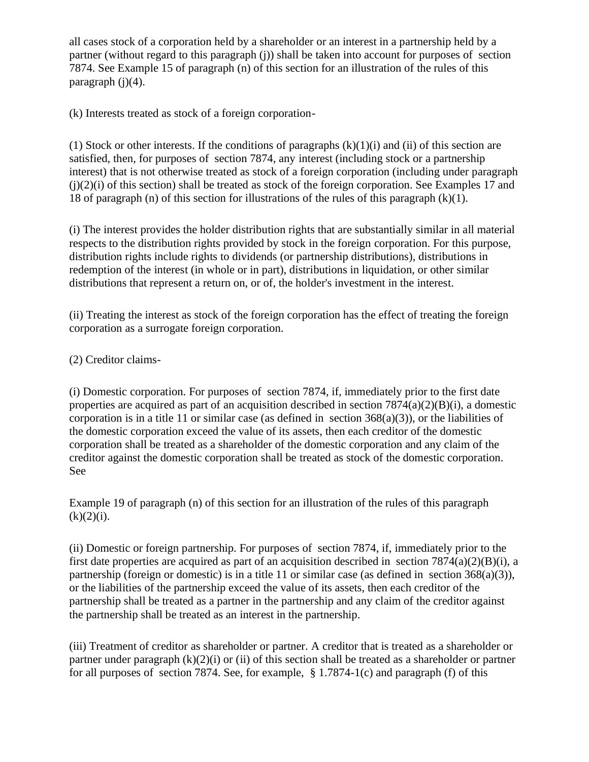all cases stock of a corporation held by a shareholder or an interest in a partnership held by a partner (without regard to this paragraph (j)) shall be taken into account for purposes of section 7874. See Example 15 of paragraph (n) of this section for an illustration of the rules of this paragraph (j)(4).

(k) Interests treated as stock of a foreign corporation-

(1) Stock or other interests. If the conditions of paragraphs (k)(1)(i) and (ii) of this section are satisfied, then, for purposes of section 7874, any interest (including stock or a partnership interest) that is not otherwise treated as stock of a foreign corporation (including under paragraph (j)(2)(i) of this section) shall be treated as stock of the foreign corporation. See Examples 17 and 18 of paragraph (n) of this section for illustrations of the rules of this paragraph (k)(1).

(i) The interest provides the holder distribution rights that are substantially similar in all material respects to the distribution rights provided by stock in the foreign corporation. For this purpose, distribution rights include rights to dividends (or partnership distributions), distributions in redemption of the interest (in whole or in part), distributions in liquidation, or other similar distributions that represent a return on, or of, the holder's investment in the interest.

(ii) Treating the interest as stock of the foreign corporation has the effect of treating the foreign corporation as a surrogate foreign corporation.

(2) Creditor claims-

(i) Domestic corporation. For purposes of section 7874, if, immediately prior to the first date properties are acquired as part of an acquisition described in section 7874(a)(2)(B)(i), a domestic corporation is in a title 11 or similar case (as defined in section 368(a)(3)), or the liabilities of the domestic corporation exceed the value of its assets, then each creditor of the domestic corporation shall be treated as a shareholder of the domestic corporation and any claim of the creditor against the domestic corporation shall be treated as stock of the domestic corporation. See

Example 19 of paragraph (n) of this section for an illustration of the rules of this paragraph (k)(2)(i).

(ii) Domestic or foreign partnership. For purposes of section 7874, if, immediately prior to the first date properties are acquired as part of an acquisition described in section 7874(a)(2)(B)(i), a partnership (foreign or domestic) is in a title 11 or similar case (as defined in section 368(a)(3)), or the liabilities of the partnership exceed the value of its assets, then each creditor of the partnership shall be treated as a partner in the partnership and any claim of the creditor against the partnership shall be treated as an interest in the partnership.

(iii) Treatment of creditor as shareholder or partner. A creditor that is treated as a shareholder or partner under paragraph (k)(2)(i) or (ii) of this section shall be treated as a shareholder or partner for all purposes of section 7874. See, for example, § 1.7874-1(c) and paragraph (f) of this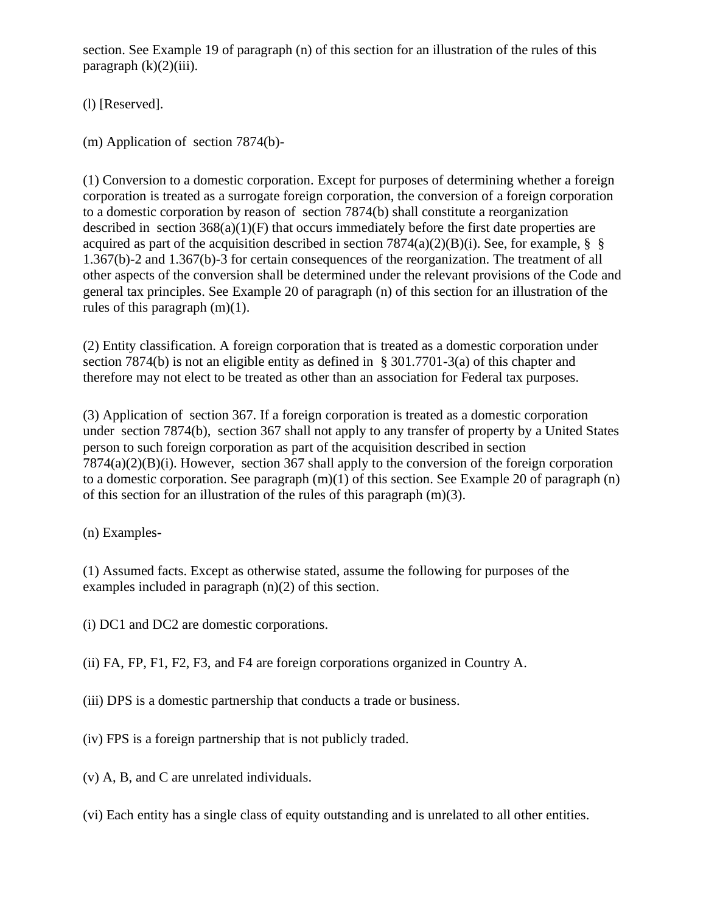section. See Example 19 of paragraph (n) of this section for an illustration of the rules of this paragraph (k)(2)(iii).

(l) [Reserved].

(m) Application of section 7874(b)-

(1) Conversion to a domestic corporation. Except for purposes of determining whether a foreign corporation is treated as a surrogate foreign corporation, the conversion of a foreign corporation to a domestic corporation by reason of section 7874(b) shall constitute a reorganization described in section 368(a)(1)(F) that occurs immediately before the first date properties are acquired as part of the acquisition described in section 7874(a)(2)(B)(i). See, for example, §§ 1.367(b)-2 and 1.367(b)-3 for certain consequences of the reorganization. The treatment of all other aspects of the conversion shall be determined under the relevant provisions of the Code and general tax principles. See Example 20 of paragraph (n) of this section for an illustration of the rules of this paragraph (m)(1).

(2) Entity classification. A foreign corporation that is treated as a domestic corporation under section 7874(b) is not an eligible entity as defined in § 301.7701-3(a) of this chapter and therefore may not elect to be treated as other than an association for Federal tax purposes.

(3) Application of section 367. If a foreign corporation is treated as a domestic corporation under section 7874(b), section 367 shall not apply to any transfer of property by a United States person to such foreign corporation as part of the acquisition described in section 7874(a)(2)(B)(i). However, section 367 shall apply to the conversion of the foreign corporation to a domestic corporation. See paragraph (m)(1) of this section. See Example 20 of paragraph (n) of this section for an illustration of the rules of this paragraph (m)(3).

(n) Examples-

(1) Assumed facts. Except as otherwise stated, assume the following for purposes of the examples included in paragraph (n)(2) of this section.

(i) DC1 and DC2 are domestic corporations.

(ii) FA, FP, F1, F2, F3, and F4 are foreign corporations organized in Country A.

(iii) DPS is a domestic partnership that conducts a trade or business.

(iv) FPS is a foreign partnership that is not publicly traded.

(v) A, B, and C are unrelated individuals.

(vi) Each entity has a single class of equity outstanding and is unrelated to all other entities.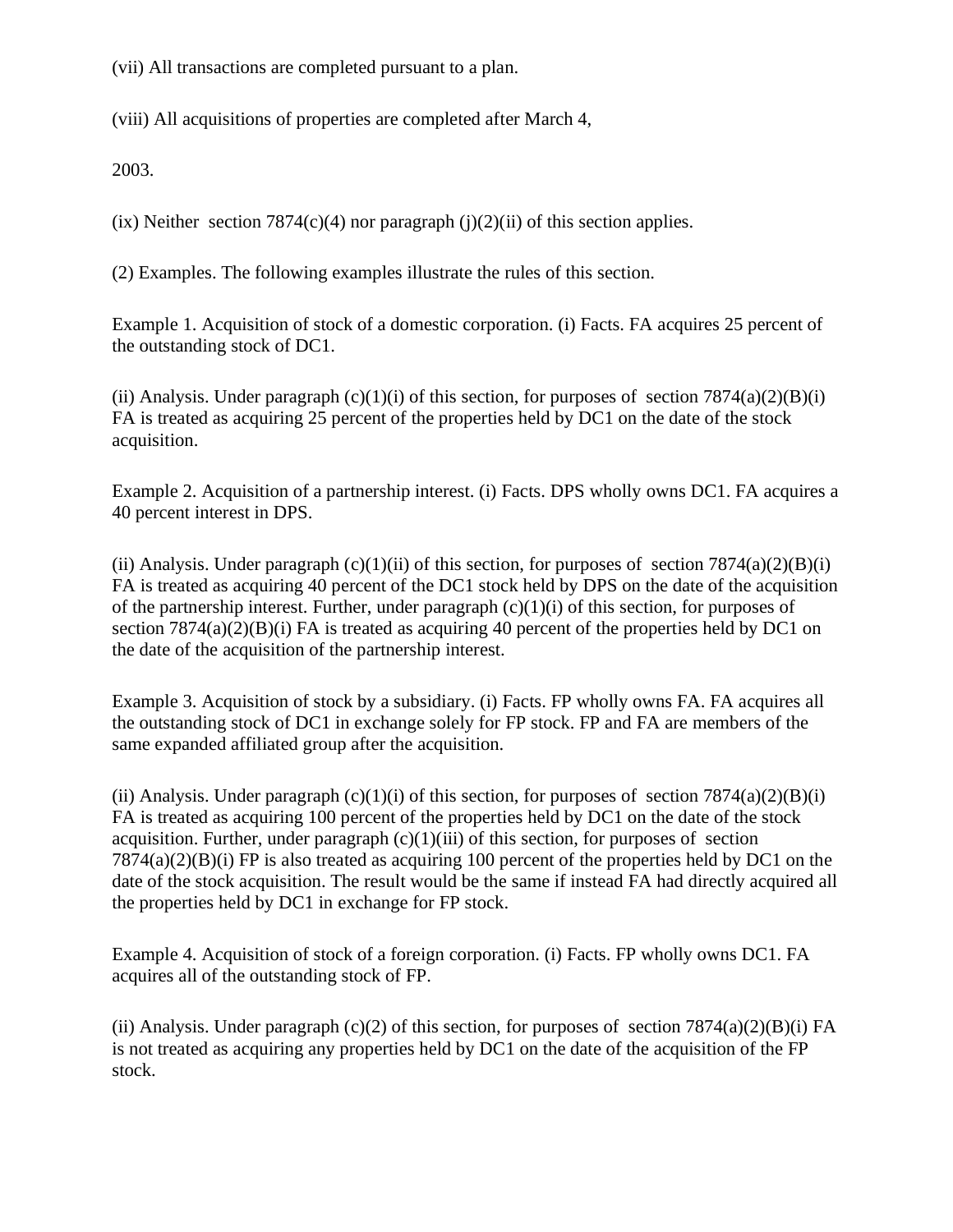(vii) All transactions are completed pursuant to a plan.

(viii) All acquisitions of properties are completed after March 4,

2003.

(ix) Neither section 7874(c)(4) nor paragraph (j)(2)(ii) of this section applies.

(2) Examples. The following examples illustrate the rules of this section.

Example 1. Acquisition of stock of a domestic corporation. (i) Facts. FA acquires 25 percent of the outstanding stock of DC1.

(ii) Analysis. Under paragraph (c)(1)(i) of this section, for purposes of section 7874(a)(2)(B)(i) FA is treated as acquiring 25 percent of the properties held by DC1 on the date of the stock acquisition.

Example 2. Acquisition of a partnership interest. (i) Facts. DPS wholly owns DC1. FA acquires a 40 percent interest in DPS.

(ii) Analysis. Under paragraph (c)(1)(ii) of this section, for purposes of section 7874(a)(2)(B)(i) FA is treated as acquiring 40 percent of the DC1 stock held by DPS on the date of the acquisition of the partnership interest. Further, under paragraph (c)(1)(i) of this section, for purposes of section 7874(a)(2)(B)(i) FA is treated as acquiring 40 percent of the properties held by DC1 on the date of the acquisition of the partnership interest.

Example 3. Acquisition of stock by a subsidiary. (i) Facts. FP wholly owns FA. FA acquires all the outstanding stock of DC1 in exchange solely for FP stock. FP and FA are members of the same expanded affiliated group after the acquisition.

(ii) Analysis. Under paragraph (c)(1)(i) of this section, for purposes of section 7874(a)(2)(B)(i) FA is treated as acquiring 100 percent of the properties held by DC1 on the date of the stock acquisition. Further, under paragraph (c)(1)(iii) of this section, for purposes of section 7874(a)(2)(B)(i) FP is also treated as acquiring 100 percent of the properties held by DC1 on the date of the stock acquisition. The result would be the same if instead FA had directly acquired all the properties held by DC1 in exchange for FP stock.

Example 4. Acquisition of stock of a foreign corporation. (i) Facts. FP wholly owns DC1. FA acquires all of the outstanding stock of FP.

(ii) Analysis. Under paragraph (c)(2) of this section, for purposes of section 7874(a)(2)(B)(i) FA is not treated as acquiring any properties held by DC1 on the date of the acquisition of the FP stock.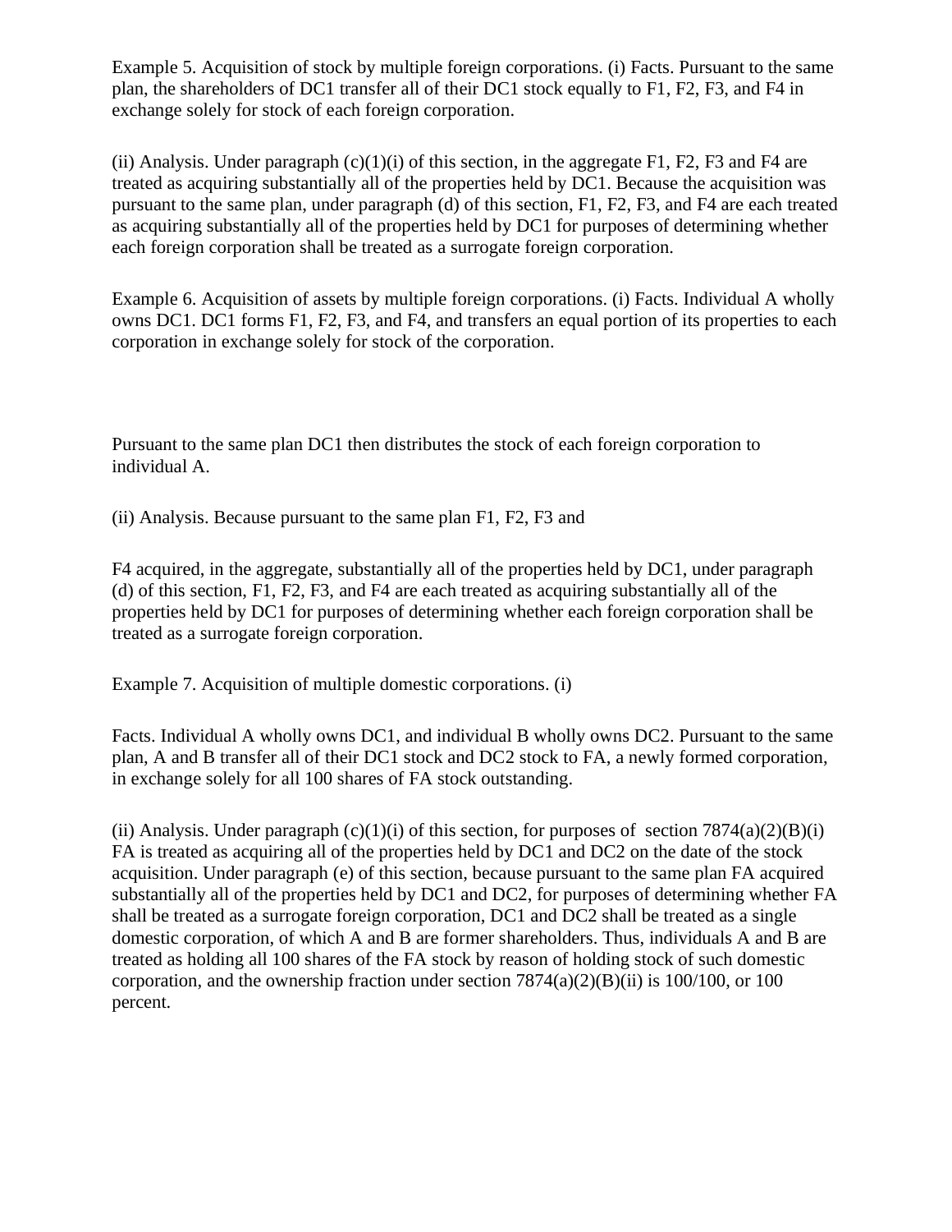Example 5. Acquisition of stock by multiple foreign corporations. (i) Facts. Pursuant to the same plan, the shareholders of DC1 transfer all of their DC1 stock equally to F1, F2, F3, and F4 in exchange solely for stock of each foreign corporation.

(ii) Analysis. Under paragraph (c)(1)(i) of this section, in the aggregate F1, F2, F3 and F4 are treated as acquiring substantially all of the properties held by DC1. Because the acquisition was pursuant to the same plan, under paragraph (d) of this section, F1, F2, F3, and F4 are each treated as acquiring substantially all of the properties held by DC1 for purposes of determining whether each foreign corporation shall be treated as a surrogate foreign corporation.

Example 6. Acquisition of assets by multiple foreign corporations. (i) Facts. Individual A wholly owns DC1. DC1 forms F1, F2, F3, and F4, and transfers an equal portion of its properties to each corporation in exchange solely for stock of the corporation.

Pursuant to the same plan DC1 then distributes the stock of each foreign corporation to individual A.

(ii) Analysis. Because pursuant to the same plan F1, F2, F3 and F4 acquired, in the aggregate, substantially all of the properties held by DC1, under paragraph (d) of this section, F1, F2, F3, and F4 are each treated as acquiring substantially all of the properties held by DC1 for purposes of determining whether each foreign corporation shall be treated as a surrogate foreign corporation.

Example 7. Acquisition of multiple domestic corporations. (i) Facts. Individual A wholly owns DC1, and individual B wholly owns DC2. Pursuant to the same plan, A and B transfer all of their DC1 stock and DC2 stock to FA, a newly formed corporation, in exchange solely for all 100 shares of FA stock outstanding.

(ii) Analysis. Under paragraph (c)(1)(i) of this section, for purposes of section 7874(a)(2)(B)(i) FA is treated as acquiring all of the properties held by DC1 and DC2 on the date of the stock acquisition. Under paragraph (e) of this section, because pursuant to the same plan FA acquired substantially all of the properties held by DC1 and DC2, for purposes of determining whether FA shall be treated as a surrogate foreign corporation, DC1 and DC2 shall be treated as a single domestic corporation, of which A and B are former shareholders. Thus, individuals A and B are treated as holding all 100 shares of the FA stock by reason of holding stock of such domestic corporation, and the ownership fraction under section 7874(a)(2)(B)(ii) is 100/100, or 100 percent.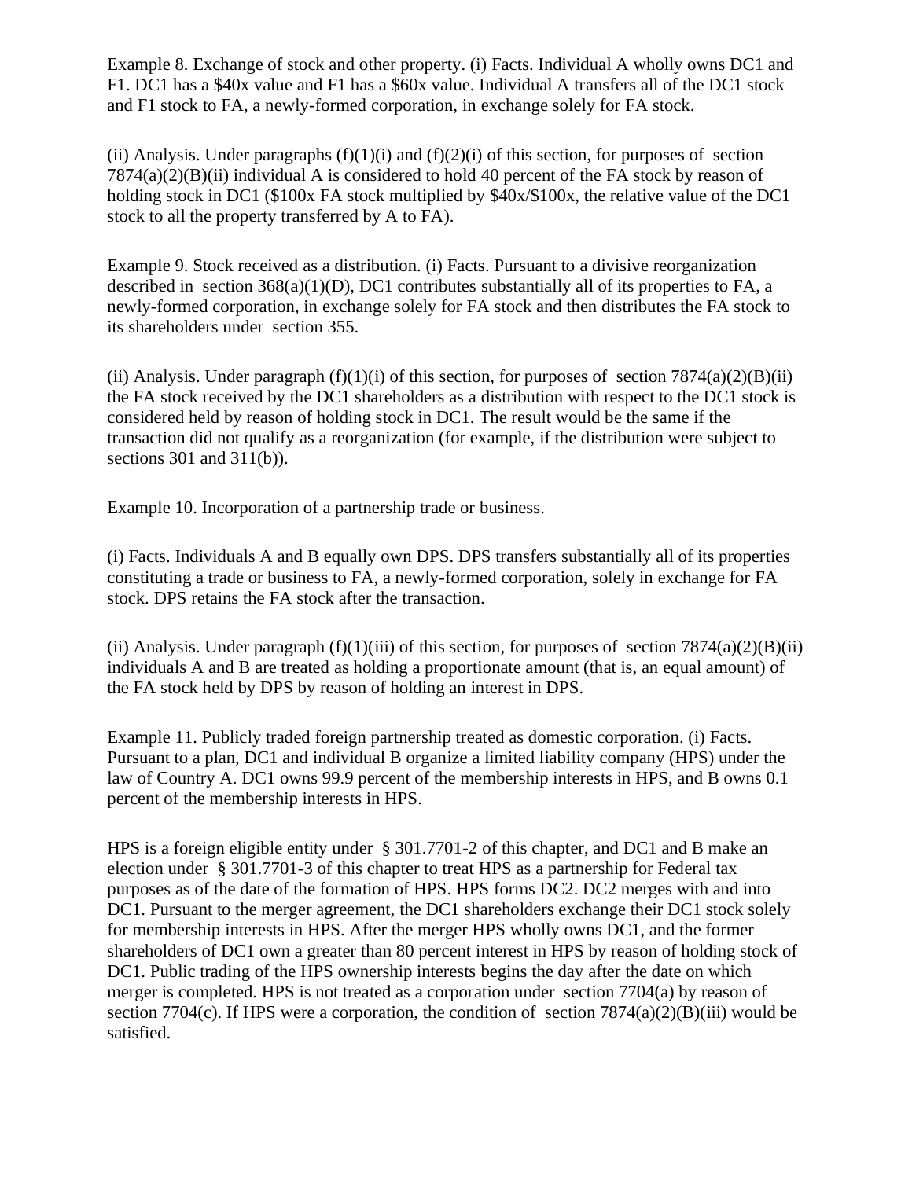Example 8. Exchange of stock and other property. (i) Facts. Individual A wholly owns DC1 and F1. DC1 has a $40x value and F1 has a $60x value. Individual A transfers all of the DC1 stock and F1 stock to FA, a newly-formed corporation, in exchange solely for FA stock.

(ii) Analysis. Under paragraphs (f)(1)(i) and (f)(2)(i) of this section, for purposes of section 7874(a)(2)(B)(ii) individual A is considered to hold 40 percent of the FA stock by reason of holding stock in DC1 ($100x FA stock multiplied by $40x/$100x, the relative value of the DC1 stock to all the property transferred by A to FA).

Example 9. Stock received as a distribution. (i) Facts. Pursuant to a divisive reorganization described in section 368(a)(1)(D), DC1 contributes substantially all of its properties to FA, a newly-formed corporation, in exchange solely for FA stock and then distributes the FA stock to its shareholders under section 355.

(ii) Analysis. Under paragraph (f)(1)(i) of this section, for purposes of section 7874(a)(2)(B)(ii) the FA stock received by the DC1 shareholders as a distribution with respect to the DC1 stock is considered held by reason of holding stock in DC1. The result would be the same if the transaction did not qualify as a reorganization (for example, if the distribution were subject to sections 301 and 311(b)).

Example 10. Incorporation of a partnership trade or business.

(i) Facts. Individuals A and B equally own DPS. DPS transfers substantially all of its properties constituting a trade or business to FA, a newly-formed corporation, solely in exchange for FA stock. DPS retains the FA stock after the transaction.

(ii) Analysis. Under paragraph (f)(1)(iii) of this section, for purposes of section 7874(a)(2)(B)(ii) individuals A and B are treated as holding a proportionate amount (that is, an equal amount) of the FA stock held by DPS by reason of holding an interest in DPS.

Example 11. Publicly traded foreign partnership treated as domestic corporation. (i) Facts. Pursuant to a plan, DC1 and individual B organize a limited liability company (HPS) under the law of Country A. DC1 owns 99.9 percent of the membership interests in HPS, and B owns 0.1 percent of the membership interests in HPS.

HPS is a foreign eligible entity under § 301.7701-2 of this chapter, and DC1 and B make an election under § 301.7701-3 of this chapter to treat HPS as a partnership for Federal tax purposes as of the date of the formation of HPS. HPS forms DC2. DC2 merges with and into DC1. Pursuant to the merger agreement, the DC1 shareholders exchange their DC1 stock solely for membership interests in HPS. After the merger HPS wholly owns DC1, and the former shareholders of DC1 own a greater than 80 percent interest in HPS by reason of holding stock of DC1. Public trading of the HPS ownership interests begins the day after the date on which merger is completed. HPS is not treated as a corporation under section 7704(a) by reason of section 7704(c). If HPS were a corporation, the condition of section 7874(a)(2)(B)(iii) would be satisfied.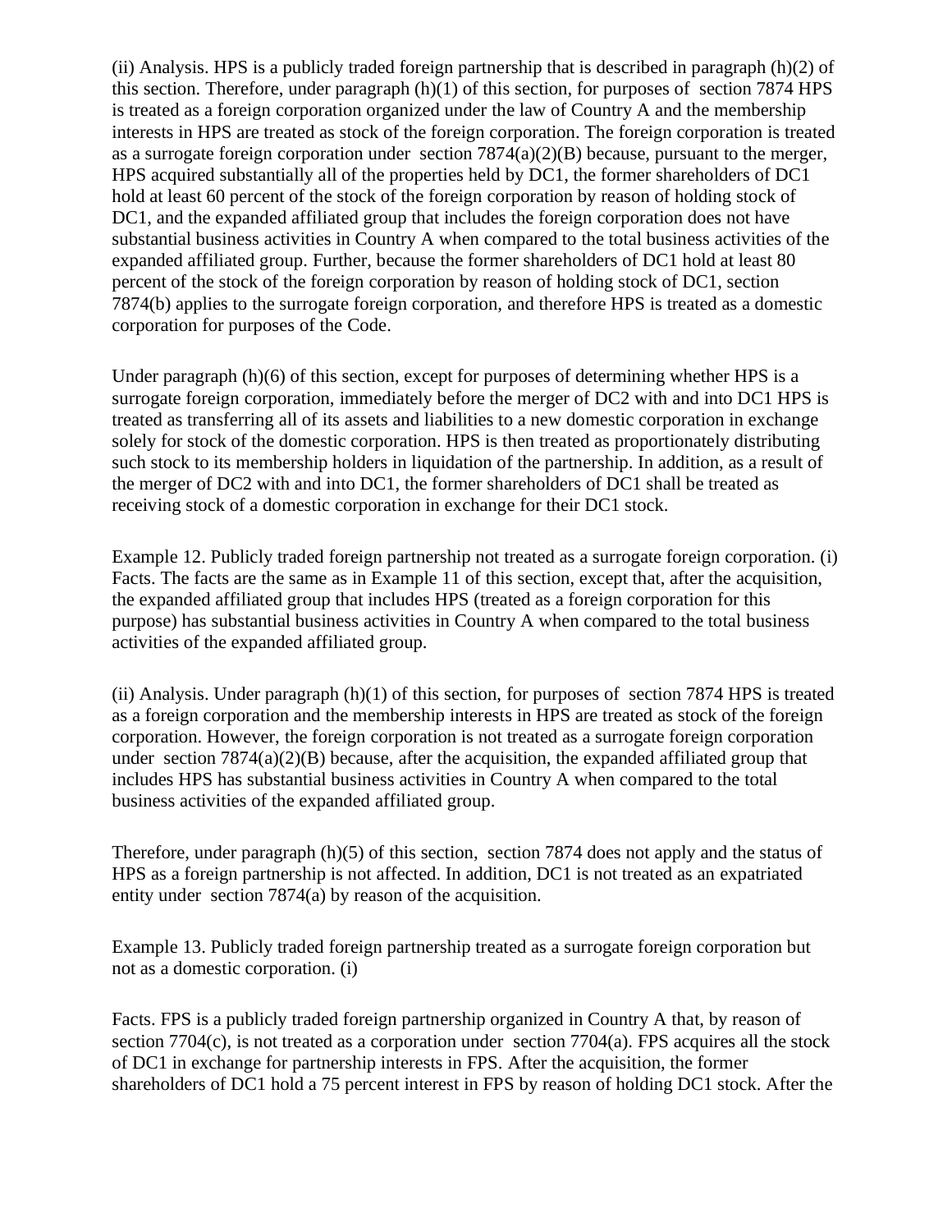(ii) Analysis. HPS is a publicly traded foreign partnership that is described in paragraph (h)(2) of this section. Therefore, under paragraph (h)(1) of this section, for purposes of section 7874 HPS is treated as a foreign corporation organized under the law of Country A and the membership interests in HPS are treated as stock of the foreign corporation. The foreign corporation is treated as a surrogate foreign corporation under section 7874(a)(2)(B) because, pursuant to the merger, HPS acquired substantially all of the properties held by DC1, the former shareholders of DC1 hold at least 60 percent of the stock of the foreign corporation by reason of holding stock of DC1, and the expanded affiliated group that includes the foreign corporation does not have substantial business activities in Country A when compared to the total business activities of the expanded affiliated group. Further, because the former shareholders of DC1 hold at least 80 percent of the stock of the foreign corporation by reason of holding stock of DC1, section 7874(b) applies to the surrogate foreign corporation, and therefore HPS is treated as a domestic corporation for purposes of the Code.

Under paragraph (h)(6) of this section, except for purposes of determining whether HPS is a surrogate foreign corporation, immediately before the merger of DC2 with and into DC1 HPS is treated as transferring all of its assets and liabilities to a new domestic corporation in exchange solely for stock of the domestic corporation. HPS is then treated as proportionately distributing such stock to its membership holders in liquidation of the partnership. In addition, as a result of the merger of DC2 with and into DC1, the former shareholders of DC1 shall be treated as receiving stock of a domestic corporation in exchange for their DC1 stock.

Example 12. Publicly traded foreign partnership not treated as a surrogate foreign corporation. (i) Facts. The facts are the same as in Example 11 of this section, except that, after the acquisition, the expanded affiliated group that includes HPS (treated as a foreign corporation for this purpose) has substantial business activities in Country A when compared to the total business activities of the expanded affiliated group.

(ii) Analysis. Under paragraph (h)(1) of this section, for purposes of section 7874 HPS is treated as a foreign corporation and the membership interests in HPS are treated as stock of the foreign corporation. However, the foreign corporation is not treated as a surrogate foreign corporation under section 7874(a)(2)(B) because, after the acquisition, the expanded affiliated group that includes HPS has substantial business activities in Country A when compared to the total business activities of the expanded affiliated group.

Therefore, under paragraph (h)(5) of this section, section 7874 does not apply and the status of HPS as a foreign partnership is not affected. In addition, DC1 is not treated as an expatriated entity under section 7874(a) by reason of the acquisition.

Example 13. Publicly traded foreign partnership treated as a surrogate foreign corporation but not as a domestic corporation. (i)

Facts. FPS is a publicly traded foreign partnership organized in Country A that, by reason of section 7704(c), is not treated as a corporation under section 7704(a). FPS acquires all the stock of DC1 in exchange for partnership interests in FPS. After the acquisition, the former shareholders of DC1 hold a 75 percent interest in FPS by reason of holding DC1 stock. After the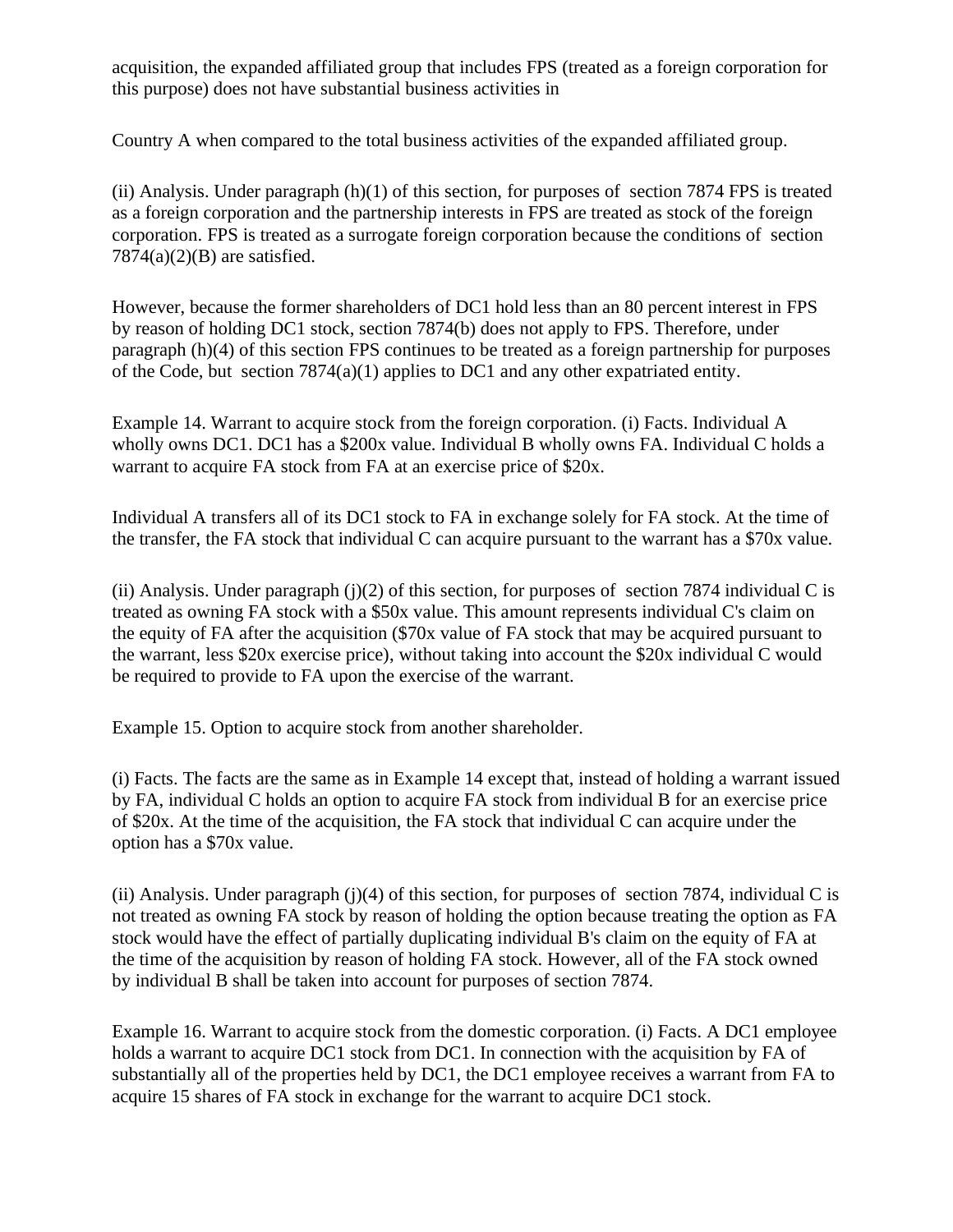acquisition, the expanded affiliated group that includes FPS (treated as a foreign corporation for this purpose) does not have substantial business activities in

Country A when compared to the total business activities of the expanded affiliated group.

(ii) Analysis. Under paragraph (h)(1) of this section, for purposes of section 7874 FPS is treated as a foreign corporation and the partnership interests in FPS are treated as stock of the foreign corporation. FPS is treated as a surrogate foreign corporation because the conditions of section 7874(a)(2)(B) are satisfied.

However, because the former shareholders of DC1 hold less than an 80 percent interest in FPS by reason of holding DC1 stock, section 7874(b) does not apply to FPS. Therefore, under paragraph (h)(4) of this section FPS continues to be treated as a foreign partnership for purposes of the Code, but section 7874(a)(1) applies to DC1 and any other expatriated entity.

Example 14. Warrant to acquire stock from the foreign corporation. (i) Facts. Individual A wholly owns DC1. DC1 has a $200x value. Individual B wholly owns FA. Individual C holds a warrant to acquire FA stock from FA at an exercise price of $20x.

Individual A transfers all of its DC1 stock to FA in exchange solely for FA stock. At the time of the transfer, the FA stock that individual C can acquire pursuant to the warrant has a $70x value.

(ii) Analysis. Under paragraph (j)(2) of this section, for purposes of section 7874 individual C is treated as owning FA stock with a $50x value. This amount represents individual C's claim on the equity of FA after the acquisition ($70x value of FA stock that may be acquired pursuant to the warrant, less $20x exercise price), without taking into account the $20x individual C would be required to provide to FA upon the exercise of the warrant.

Example 15. Option to acquire stock from another shareholder.

(i) Facts. The facts are the same as in Example 14 except that, instead of holding a warrant issued by FA, individual C holds an option to acquire FA stock from individual B for an exercise price of $20x. At the time of the acquisition, the FA stock that individual C can acquire under the option has a $70x value.

(ii) Analysis. Under paragraph (j)(4) of this section, for purposes of section 7874, individual C is not treated as owning FA stock by reason of holding the option because treating the option as FA stock would have the effect of partially duplicating individual B's claim on the equity of FA at the time of the acquisition by reason of holding FA stock. However, all of the FA stock owned by individual B shall be taken into account for purposes of section 7874.

Example 16. Warrant to acquire stock from the domestic corporation. (i) Facts. A DC1 employee holds a warrant to acquire DC1 stock from DC1. In connection with the acquisition by FA of substantially all of the properties held by DC1, the DC1 employee receives a warrant from FA to acquire 15 shares of FA stock in exchange for the warrant to acquire DC1 stock.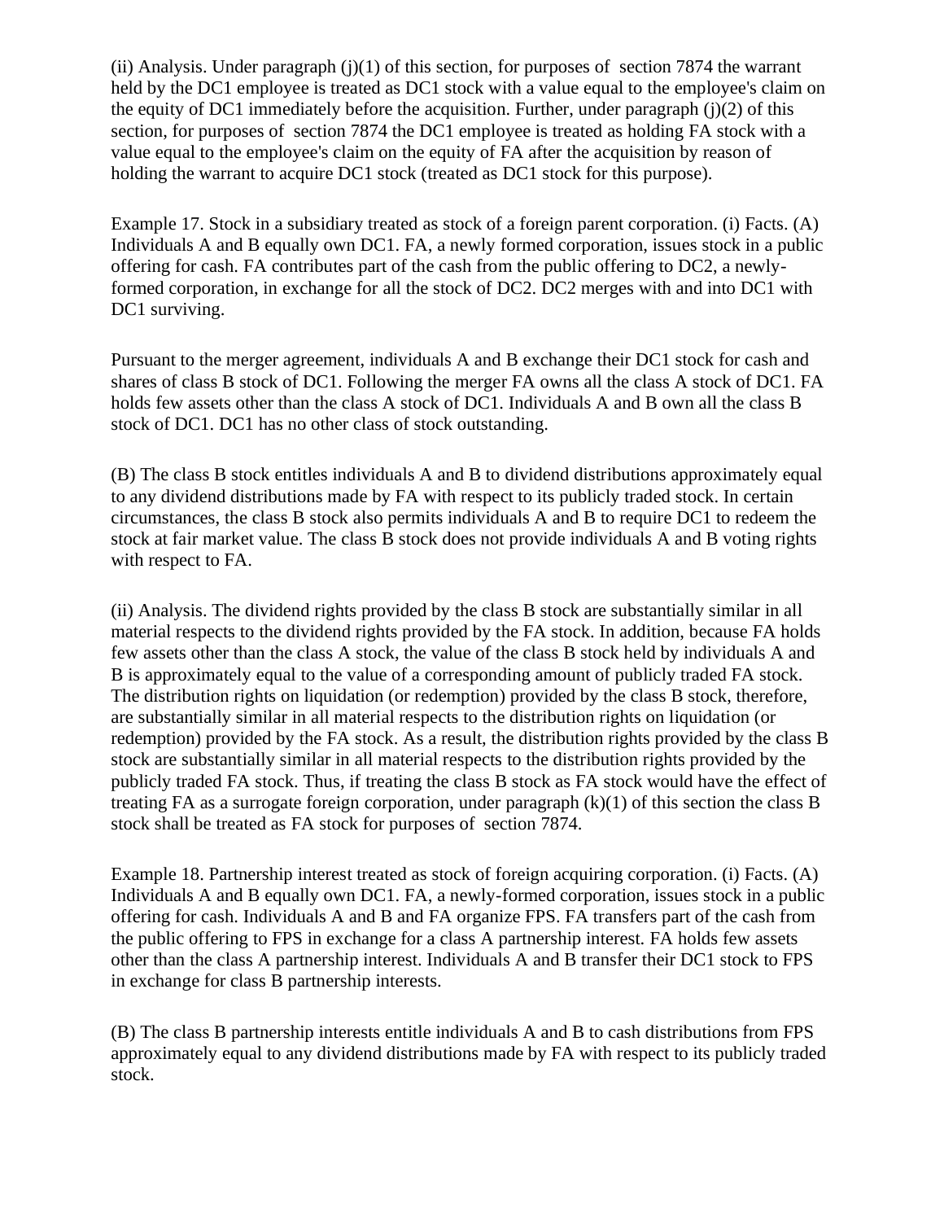(ii) Analysis. Under paragraph (j)(1) of this section, for purposes of section 7874 the warrant held by the DC1 employee is treated as DC1 stock with a value equal to the employee's claim on the equity of DC1 immediately before the acquisition. Further, under paragraph (j)(2) of this section, for purposes of section 7874 the DC1 employee is treated as holding FA stock with a value equal to the employee's claim on the equity of FA after the acquisition by reason of holding the warrant to acquire DC1 stock (treated as DC1 stock for this purpose).

Example 17. Stock in a subsidiary treated as stock of a foreign parent corporation. (i) Facts. (A) Individuals A and B equally own DC1. FA, a newly formed corporation, issues stock in a public offering for cash. FA contributes part of the cash from the public offering to DC2, a newly-formed corporation, in exchange for all the stock of DC2. DC2 merges with and into DC1 with DC1 surviving.

Pursuant to the merger agreement, individuals A and B exchange their DC1 stock for cash and shares of class B stock of DC1. Following the merger FA owns all the class A stock of DC1. FA holds few assets other than the class A stock of DC1. Individuals A and B own all the class B stock of DC1. DC1 has no other class of stock outstanding.

(B) The class B stock entitles individuals A and B to dividend distributions approximately equal to any dividend distributions made by FA with respect to its publicly traded stock. In certain circumstances, the class B stock also permits individuals A and B to require DC1 to redeem the stock at fair market value. The class B stock does not provide individuals A and B voting rights with respect to FA.

(ii) Analysis. The dividend rights provided by the class B stock are substantially similar in all material respects to the dividend rights provided by the FA stock. In addition, because FA holds few assets other than the class A stock, the value of the class B stock held by individuals A and B is approximately equal to the value of a corresponding amount of publicly traded FA stock. The distribution rights on liquidation (or redemption) provided by the class B stock, therefore, are substantially similar in all material respects to the distribution rights on liquidation (or redemption) provided by the FA stock. As a result, the distribution rights provided by the class B stock are substantially similar in all material respects to the distribution rights provided by the publicly traded FA stock. Thus, if treating the class B stock as FA stock would have the effect of treating FA as a surrogate foreign corporation, under paragraph (k)(1) of this section the class B stock shall be treated as FA stock for purposes of section 7874.

Example 18. Partnership interest treated as stock of foreign acquiring corporation. (i) Facts. (A) Individuals A and B equally own DC1. FA, a newly-formed corporation, issues stock in a public offering for cash. Individuals A and B and FA organize FPS. FA transfers part of the cash from the public offering to FPS in exchange for a class A partnership interest. FA holds few assets other than the class A partnership interest. Individuals A and B transfer their DC1 stock to FPS in exchange for class B partnership interests.

(B) The class B partnership interests entitle individuals A and B to cash distributions from FPS approximately equal to any dividend distributions made by FA with respect to its publicly traded stock.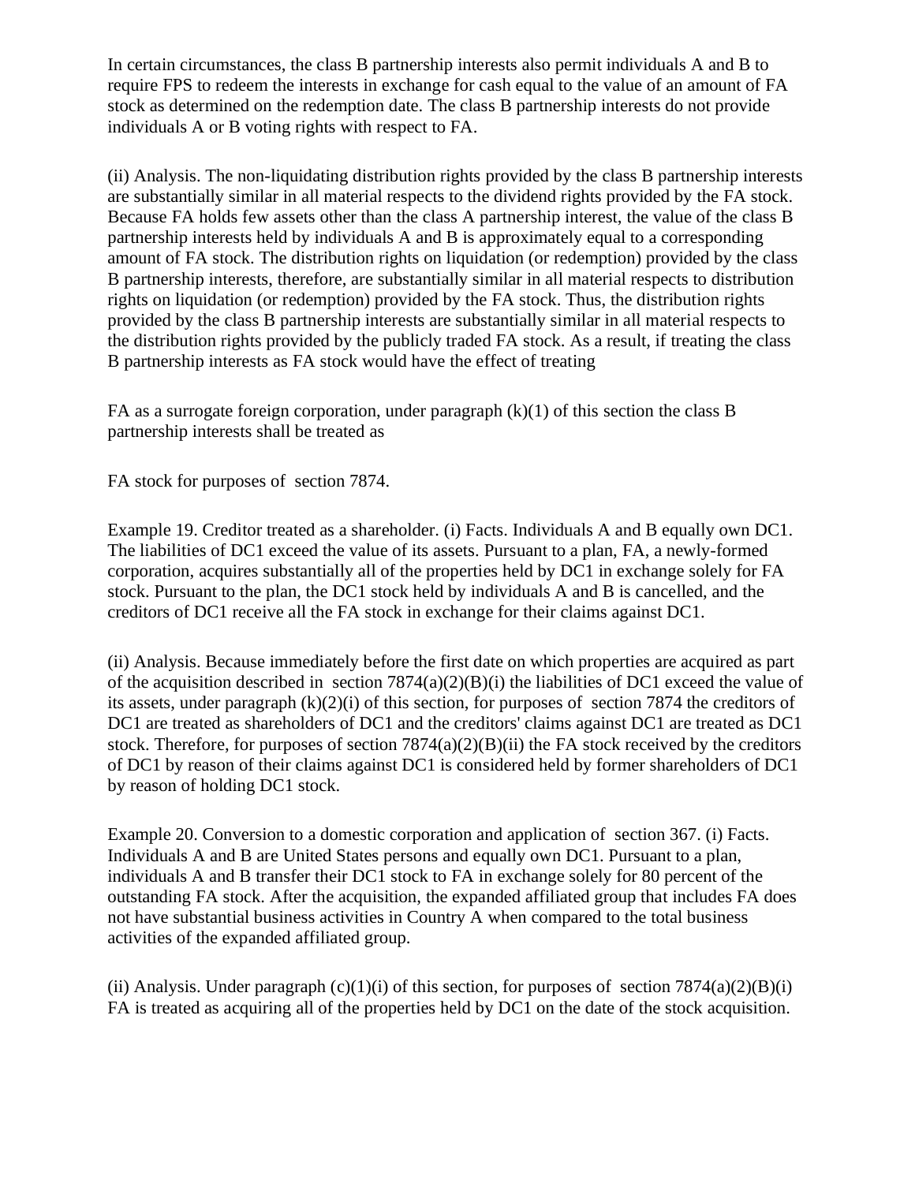In certain circumstances, the class B partnership interests also permit individuals A and B to require FPS to redeem the interests in exchange for cash equal to the value of an amount of FA stock as determined on the redemption date. The class B partnership interests do not provide individuals A or B voting rights with respect to FA.

(ii) Analysis. The non-liquidating distribution rights provided by the class B partnership interests are substantially similar in all material respects to the dividend rights provided by the FA stock. Because FA holds few assets other than the class A partnership interest, the value of the class B partnership interests held by individuals A and B is approximately equal to a corresponding amount of FA stock. The distribution rights on liquidation (or redemption) provided by the class B partnership interests, therefore, are substantially similar in all material respects to distribution rights on liquidation (or redemption) provided by the FA stock. Thus, the distribution rights provided by the class B partnership interests are substantially similar in all material respects to the distribution rights provided by the publicly traded FA stock. As a result, if treating the class B partnership interests as FA stock would have the effect of treating

FA as a surrogate foreign corporation, under paragraph (k)(1) of this section the class B partnership interests shall be treated as

FA stock for purposes of section 7874.

Example 19. Creditor treated as a shareholder. (i) Facts. Individuals A and B equally own DC1. The liabilities of DC1 exceed the value of its assets. Pursuant to a plan, FA, a newly-formed corporation, acquires substantially all of the properties held by DC1 in exchange solely for FA stock. Pursuant to the plan, the DC1 stock held by individuals A and B is cancelled, and the creditors of DC1 receive all the FA stock in exchange for their claims against DC1.

(ii) Analysis. Because immediately before the first date on which properties are acquired as part of the acquisition described in section 7874(a)(2)(B)(i) the liabilities of DC1 exceed the value of its assets, under paragraph (k)(2)(i) of this section, for purposes of section 7874 the creditors of DC1 are treated as shareholders of DC1 and the creditors' claims against DC1 are treated as DC1 stock. Therefore, for purposes of section 7874(a)(2)(B)(ii) the FA stock received by the creditors of DC1 by reason of their claims against DC1 is considered held by former shareholders of DC1 by reason of holding DC1 stock.

Example 20. Conversion to a domestic corporation and application of section 367. (i) Facts. Individuals A and B are United States persons and equally own DC1. Pursuant to a plan, individuals A and B transfer their DC1 stock to FA in exchange solely for 80 percent of the outstanding FA stock. After the acquisition, the expanded affiliated group that includes FA does not have substantial business activities in Country A when compared to the total business activities of the expanded affiliated group.

(ii) Analysis. Under paragraph (c)(1)(i) of this section, for purposes of section 7874(a)(2)(B)(i) FA is treated as acquiring all of the properties held by DC1 on the date of the stock acquisition.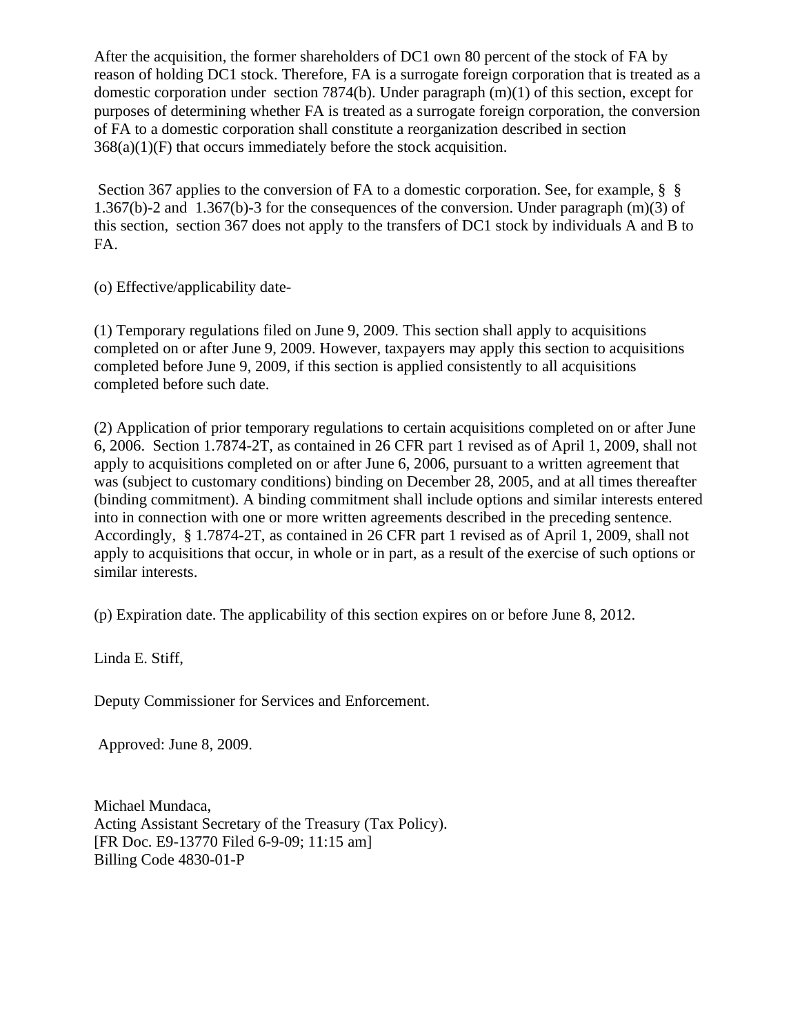After the acquisition, the former shareholders of DC1 own 80 percent of the stock of FA by reason of holding DC1 stock. Therefore, FA is a surrogate foreign corporation that is treated as a domestic corporation under section 7874(b). Under paragraph (m)(1) of this section, except for purposes of determining whether FA is treated as a surrogate foreign corporation, the conversion of FA to a domestic corporation shall constitute a reorganization described in section 368(a)(1)(F) that occurs immediately before the stock acquisition.

Section 367 applies to the conversion of FA to a domestic corporation. See, for example, § § 1.367(b)-2 and 1.367(b)-3 for the consequences of the conversion. Under paragraph (m)(3) of this section, section 367 does not apply to the transfers of DC1 stock by individuals A and B to FA.

(o) Effective/applicability date-

(1) Temporary regulations filed on June 9, 2009. This section shall apply to acquisitions completed on or after June 9, 2009. However, taxpayers may apply this section to acquisitions completed before June 9, 2009, if this section is applied consistently to all acquisitions completed before such date.

(2) Application of prior temporary regulations to certain acquisitions completed on or after June 6, 2006. Section 1.7874-2T, as contained in 26 CFR part 1 revised as of April 1, 2009, shall not apply to acquisitions completed on or after June 6, 2006, pursuant to a written agreement that was (subject to customary conditions) binding on December 28, 2005, and at all times thereafter (binding commitment). A binding commitment shall include options and similar interests entered into in connection with one or more written agreements described in the preceding sentence. Accordingly, § 1.7874-2T, as contained in 26 CFR part 1 revised as of April 1, 2009, shall not apply to acquisitions that occur, in whole or in part, as a result of the exercise of such options or similar interests.

(p) Expiration date. The applicability of this section expires on or before June 8, 2012.

Linda E. Stiff,

Deputy Commissioner for Services and Enforcement.

Approved: June 8, 2009.

Michael Mundaca,
Acting Assistant Secretary of the Treasury (Tax Policy).
[FR Doc. E9-13770 Filed 6-9-09; 11:15 am]
Billing Code 4830-01-P